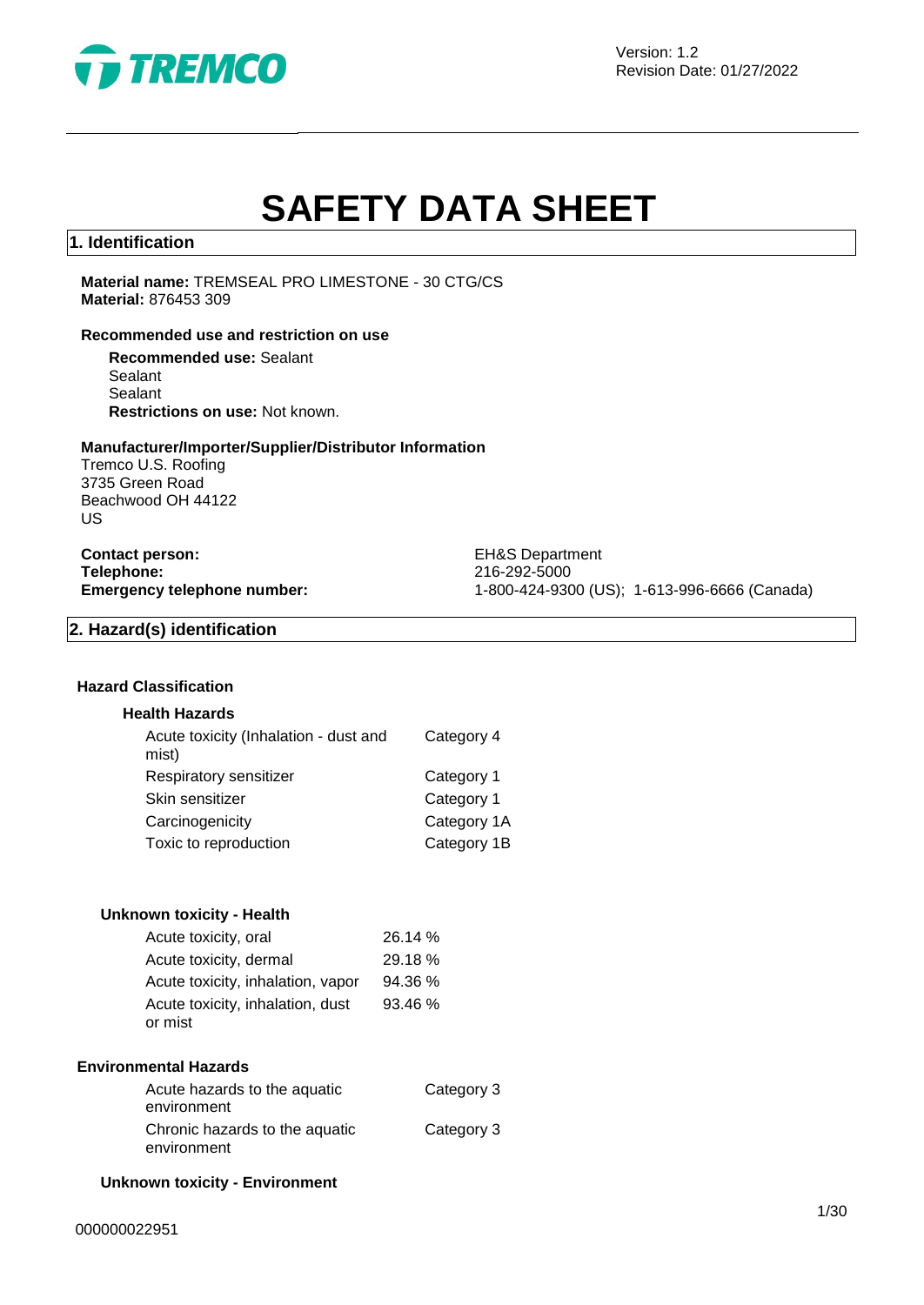Version: 1.2
Revision Date: 01/27/2022

# SAFETY DATA SHEET

## 1. Identification

**Material name:** TREMSEAL PRO LIMESTONE - 30 CTG/CS
**Material:** 876453 309

### Recommended use and restriction on use

**Recommended use:** Sealant
Sealant
Sealant
**Restrictions on use:** Not known.

### Manufacturer/Importer/Supplier/Distributor Information

Tremco U.S. Roofing
3735 Green Road
Beachwood OH 44122
US

| | |
|---|---|
| **Contact person:** | EH&S Department |
| **Telephone:** | 216-292-5000 |
| **Emergency telephone number:** | 1-800-424-9300 (US); 1-613-996-6666 (Canada) |

## 2. Hazard(s) identification

### Hazard Classification

#### Health Hazards

| | |
|---|---|
| Acute toxicity (Inhalation - dust and mist) | Category 4 |
| Respiratory sensitizer | Category 1 |
| Skin sensitizer | Category 1 |
| Carcinogenicity | Category 1A |
| Toxic to reproduction | Category 1B |

#### Unknown toxicity - Health

| | |
|---|---|
| Acute toxicity, oral | 26.14 % |
| Acute toxicity, dermal | 29.18 % |
| Acute toxicity, inhalation, vapor | 94.36 % |
| Acute toxicity, inhalation, dust or mist | 93.46 % |

### Environmental Hazards

| | |
|---|---|
| Acute hazards to the aquatic environment | Category 3 |
| Chronic hazards to the aquatic environment | Category 3 |

#### Unknown toxicity - Environment

000000022951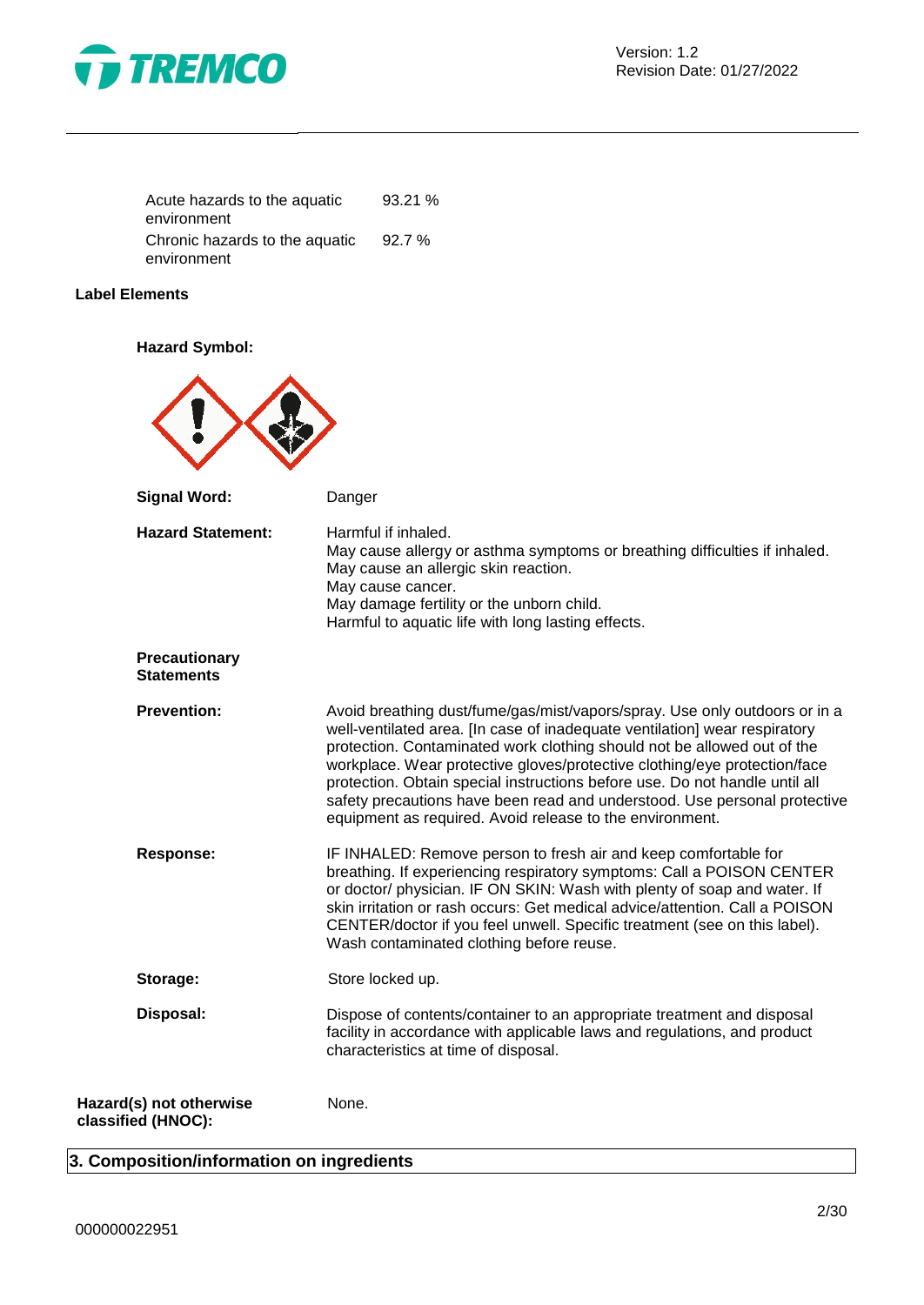| | |
|---|---|
| Acute hazards to the aquatic environment | 93.21 % |
| Chronic hazards to the aquatic environment | 92.7 % |

**Label Elements**

**Hazard Symbol:**

**Signal Word:** Danger

**Hazard Statement:**
Harmful if inhaled.
May cause allergy or asthma symptoms or breathing difficulties if inhaled.
May cause an allergic skin reaction.
May cause cancer.
May damage fertility or the unborn child.
Harmful to aquatic life with long lasting effects.

**Precautionary Statements**

**Prevention:** Avoid breathing dust/fume/gas/mist/vapors/spray. Use only outdoors or in a well-ventilated area. [In case of inadequate ventilation] wear respiratory protection. Contaminated work clothing should not be allowed out of the workplace. Wear protective gloves/protective clothing/eye protection/face protection. Obtain special instructions before use. Do not handle until all safety precautions have been read and understood. Use personal protective equipment as required. Avoid release to the environment.

**Response:** IF INHALED: Remove person to fresh air and keep comfortable for breathing. If experiencing respiratory symptoms: Call a POISON CENTER or doctor/ physician. IF ON SKIN: Wash with plenty of soap and water. If skin irritation or rash occurs: Get medical advice/attention. Call a POISON CENTER/doctor if you feel unwell. Specific treatment (see on this label). Wash contaminated clothing before reuse.

**Storage:** Store locked up.

**Disposal:** Dispose of contents/container to an appropriate treatment and disposal facility in accordance with applicable laws and regulations, and product characteristics at time of disposal.

**Hazard(s) not otherwise classified (HNOC):** None.

## 3. Composition/information on ingredients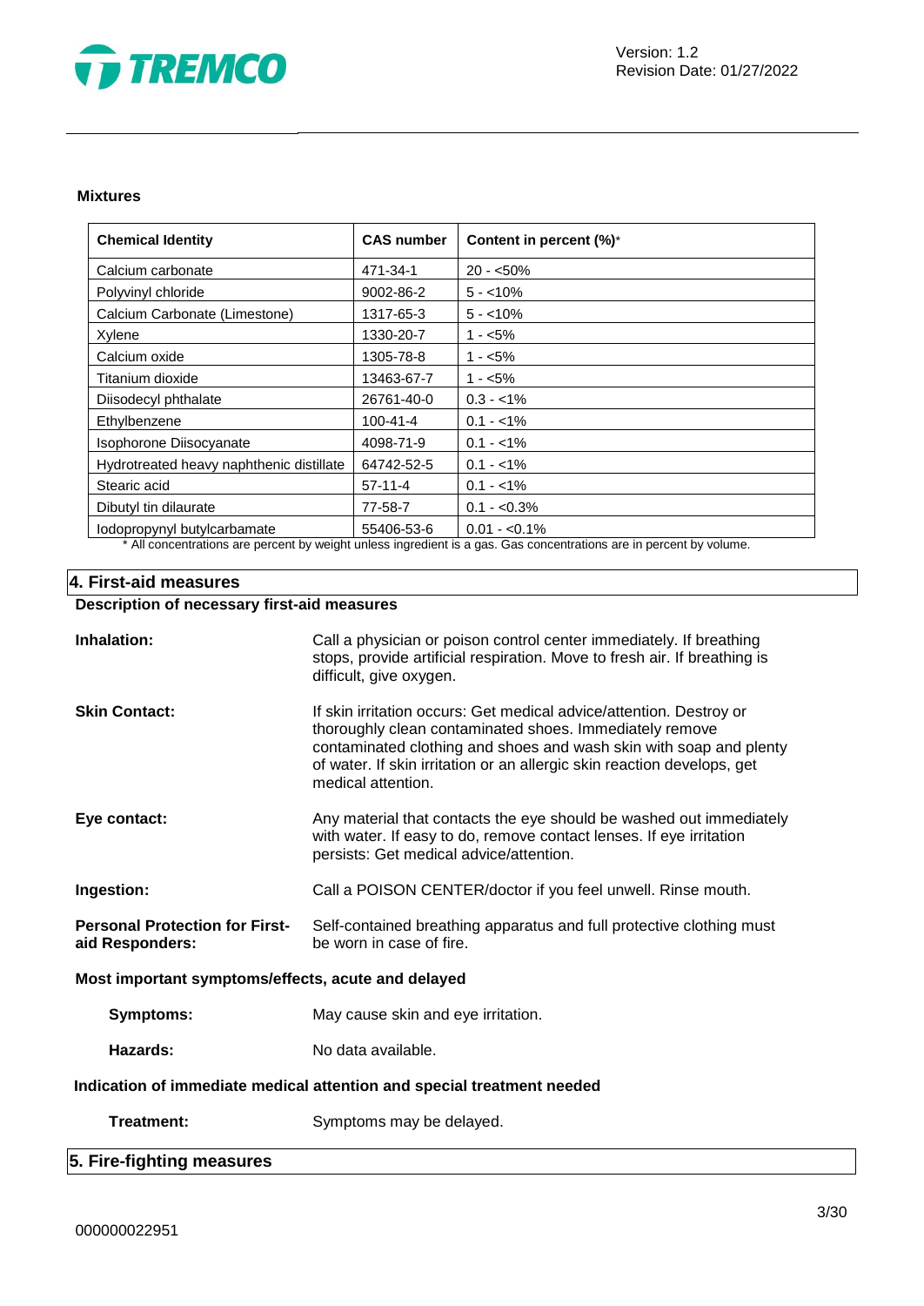**Mixtures**

| Chemical Identity | CAS number | Content in percent (%)* |
|---|---|---|
| Calcium carbonate | 471-34-1 | 20 - <50% |
| Polyvinyl chloride | 9002-86-2 | 5 - <10% |
| Calcium Carbonate (Limestone) | 1317-65-3 | 5 - <10% |
| Xylene | 1330-20-7 | 1 - <5% |
| Calcium oxide | 1305-78-8 | 1 - <5% |
| Titanium dioxide | 13463-67-7 | 1 - <5% |
| Diisodecyl phthalate | 26761-40-0 | 0.3 - <1% |
| Ethylbenzene | 100-41-4 | 0.1 - <1% |
| Isophorone Diisocyanate | 4098-71-9 | 0.1 - <1% |
| Hydrotreated heavy naphthenic distillate | 64742-52-5 | 0.1 - <1% |
| Stearic acid | 57-11-4 | 0.1 - <1% |
| Dibutyl tin dilaurate | 77-58-7 | 0.1 - <0.3% |
| Iodopropynyl butylcarbamate | 55406-53-6 | 0.01 - <0.1% |

* All concentrations are percent by weight unless ingredient is a gas. Gas concentrations are in percent by volume.

## 4. First-aid measures

**Description of necessary first-aid measures**

**Inhalation:** Call a physician or poison control center immediately. If breathing stops, provide artificial respiration. Move to fresh air. If breathing is difficult, give oxygen.

**Skin Contact:** If skin irritation occurs: Get medical advice/attention. Destroy or thoroughly clean contaminated shoes. Immediately remove contaminated clothing and shoes and wash skin with soap and plenty of water. If skin irritation or an allergic skin reaction develops, get medical attention.

**Eye contact:** Any material that contacts the eye should be washed out immediately with water. If easy to do, remove contact lenses. If eye irritation persists: Get medical advice/attention.

**Ingestion:** Call a POISON CENTER/doctor if you feel unwell. Rinse mouth.

**Personal Protection for First-aid Responders:** Self-contained breathing apparatus and full protective clothing must be worn in case of fire.

**Most important symptoms/effects, acute and delayed**

**Symptoms:** May cause skin and eye irritation.

**Hazards:** No data available.

**Indication of immediate medical attention and special treatment needed**

**Treatment:** Symptoms may be delayed.

## 5. Fire-fighting measures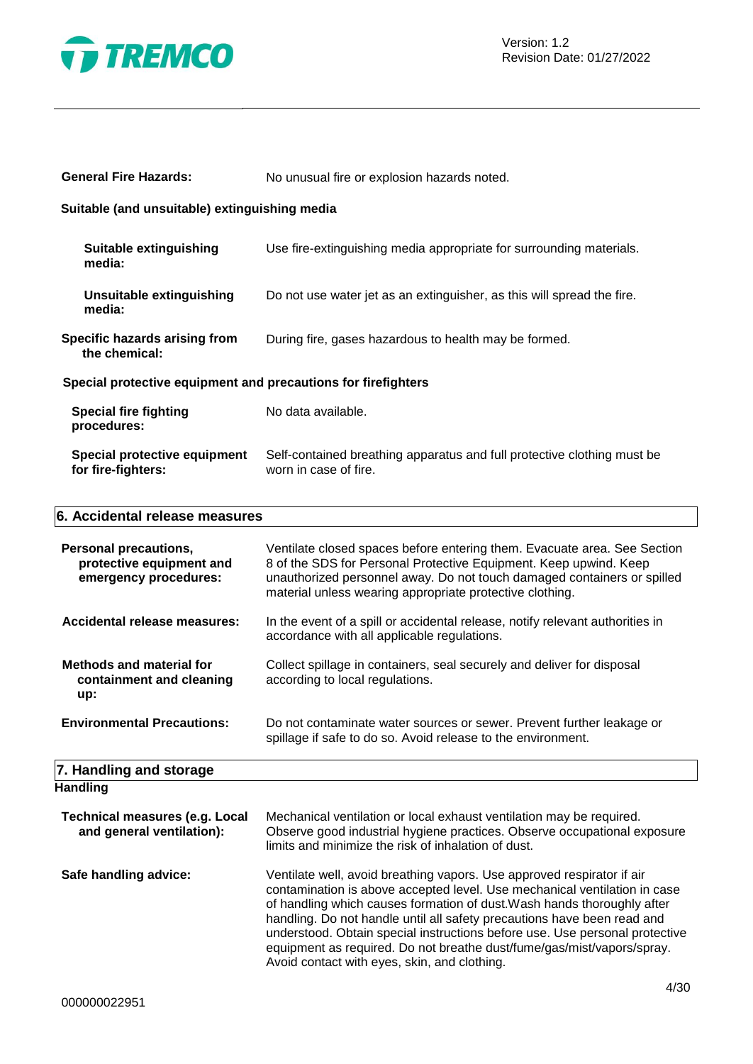**General Fire Hazards:** No unusual fire or explosion hazards noted.

**Suitable (and unsuitable) extinguishing media**

**Suitable extinguishing media:** Use fire-extinguishing media appropriate for surrounding materials.

**Unsuitable extinguishing media:** Do not use water jet as an extinguisher, as this will spread the fire.

**Specific hazards arising from the chemical:** During fire, gases hazardous to health may be formed.

**Special protective equipment and precautions for firefighters**

**Special fire fighting procedures:** No data available.

**Special protective equipment for fire-fighters:** Self-contained breathing apparatus and full protective clothing must be worn in case of fire.

## 6. Accidental release measures

**Personal precautions, protective equipment and emergency procedures:** Ventilate closed spaces before entering them. Evacuate area. See Section 8 of the SDS for Personal Protective Equipment. Keep upwind. Keep unauthorized personnel away. Do not touch damaged containers or spilled material unless wearing appropriate protective clothing.

**Accidental release measures:** In the event of a spill or accidental release, notify relevant authorities in accordance with all applicable regulations.

**Methods and material for containment and cleaning up:** Collect spillage in containers, seal securely and deliver for disposal according to local regulations.

**Environmental Precautions:** Do not contaminate water sources or sewer. Prevent further leakage or spillage if safe to do so. Avoid release to the environment.

## 7. Handling and storage

**Handling**

**Technical measures (e.g. Local and general ventilation):** Mechanical ventilation or local exhaust ventilation may be required. Observe good industrial hygiene practices. Observe occupational exposure limits and minimize the risk of inhalation of dust.

**Safe handling advice:** Ventilate well, avoid breathing vapors. Use approved respirator if air contamination is above accepted level. Use mechanical ventilation in case of handling which causes formation of dust.Wash hands thoroughly after handling. Do not handle until all safety precautions have been read and understood. Obtain special instructions before use. Use personal protective equipment as required. Do not breathe dust/fume/gas/mist/vapors/spray. Avoid contact with eyes, skin, and clothing.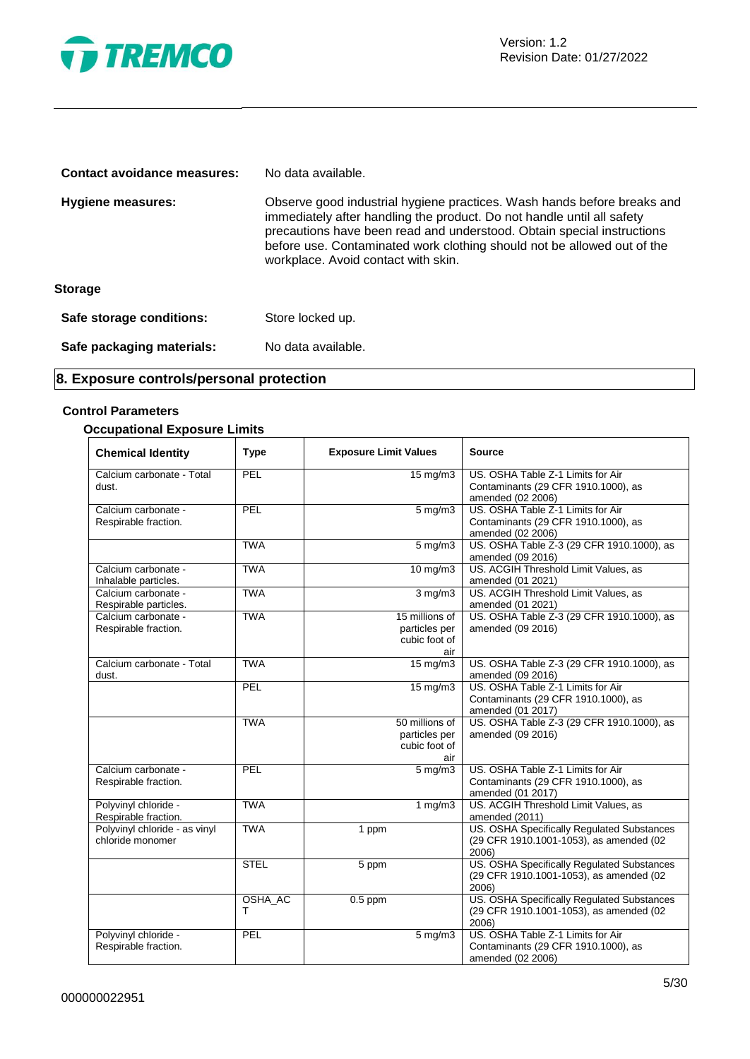**Contact avoidance measures:** No data available.

**Hygiene measures:** Observe good industrial hygiene practices. Wash hands before breaks and immediately after handling the product. Do not handle until all safety precautions have been read and understood. Obtain special instructions before use. Contaminated work clothing should not be allowed out of the workplace. Avoid contact with skin.

**Storage**

**Safe storage conditions:** Store locked up.

**Safe packaging materials:** No data available.

## 8. Exposure controls/personal protection

### Control Parameters

#### Occupational Exposure Limits

| Chemical Identity | Type | Exposure Limit Values | Source |
|---|---|---|---|
| Calcium carbonate - Total dust. | PEL | 15 mg/m3 | US. OSHA Table Z-1 Limits for Air Contaminants (29 CFR 1910.1000), as amended (02 2006) |
| Calcium carbonate - Respirable fraction. | PEL | 5 mg/m3 | US. OSHA Table Z-1 Limits for Air Contaminants (29 CFR 1910.1000), as amended (02 2006) |
| | TWA | 5 mg/m3 | US. OSHA Table Z-3 (29 CFR 1910.1000), as amended (09 2016) |
| Calcium carbonate - Inhalable particles. | TWA | 10 mg/m3 | US. ACGIH Threshold Limit Values, as amended (01 2021) |
| Calcium carbonate - Respirable particles. | TWA | 3 mg/m3 | US. ACGIH Threshold Limit Values, as amended (01 2021) |
| Calcium carbonate - Respirable fraction. | TWA | 15 millions of particles per cubic foot of air | US. OSHA Table Z-3 (29 CFR 1910.1000), as amended (09 2016) |
| Calcium carbonate - Total dust. | TWA | 15 mg/m3 | US. OSHA Table Z-3 (29 CFR 1910.1000), as amended (09 2016) |
| | PEL | 15 mg/m3 | US. OSHA Table Z-1 Limits for Air Contaminants (29 CFR 1910.1000), as amended (01 2017) |
| | TWA | 50 millions of particles per cubic foot of air | US. OSHA Table Z-3 (29 CFR 1910.1000), as amended (09 2016) |
| Calcium carbonate - Respirable fraction. | PEL | 5 mg/m3 | US. OSHA Table Z-1 Limits for Air Contaminants (29 CFR 1910.1000), as amended (01 2017) |
| Polyvinyl chloride - Respirable fraction. | TWA | 1 mg/m3 | US. ACGIH Threshold Limit Values, as amended (2011) |
| Polyvinyl chloride - as vinyl chloride monomer | TWA | 1 ppm | US. OSHA Specifically Regulated Substances (29 CFR 1910.1001-1053), as amended (02 2006) |
| | STEL | 5 ppm | US. OSHA Specifically Regulated Substances (29 CFR 1910.1001-1053), as amended (02 2006) |
| | OSHA_ACT | 0.5 ppm | US. OSHA Specifically Regulated Substances (29 CFR 1910.1001-1053), as amended (02 2006) |
| Polyvinyl chloride - Respirable fraction. | PEL | 5 mg/m3 | US. OSHA Table Z-1 Limits for Air Contaminants (29 CFR 1910.1000), as amended (02 2006) |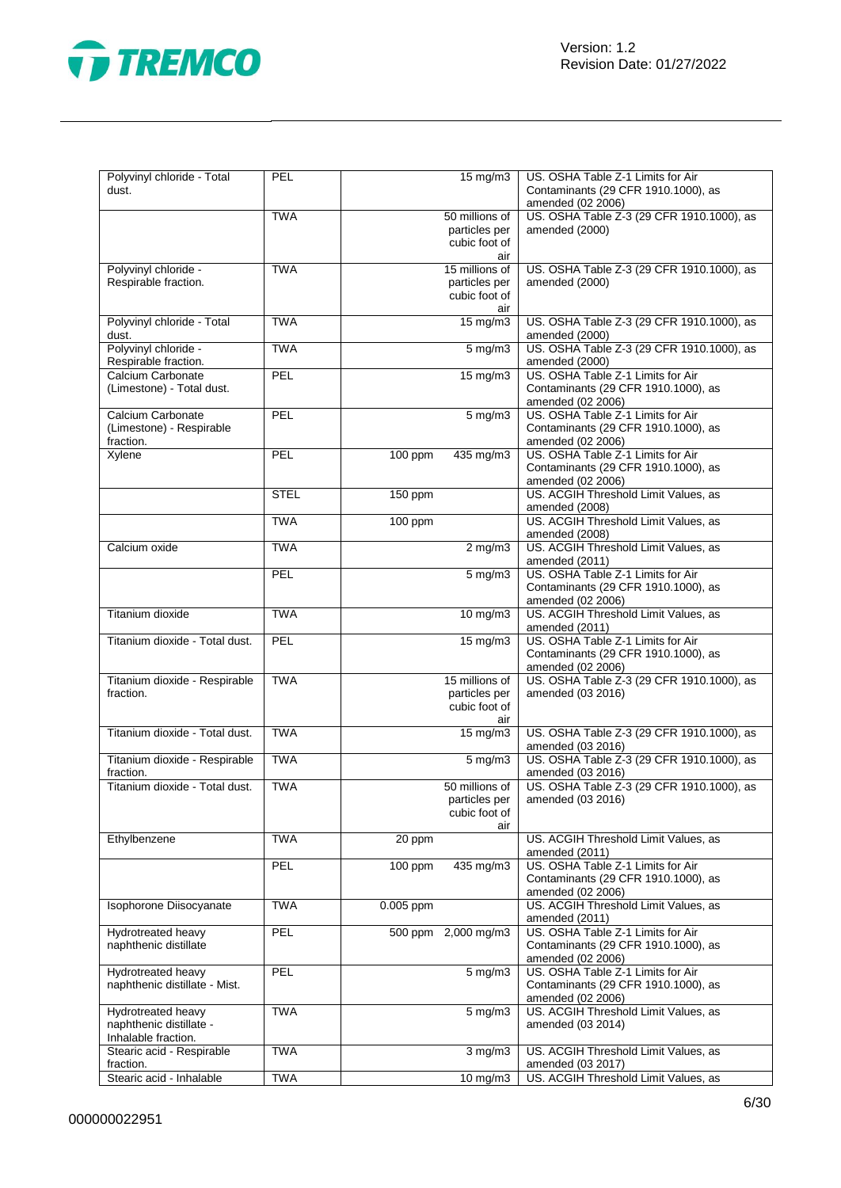| | | | | |
|---|---|---|---|---|
| Polyvinyl chloride - Total dust. | PEL | | 15 mg/m3 | US. OSHA Table Z-1 Limits for Air Contaminants (29 CFR 1910.1000), as amended (02 2006) |
| | TWA | | 50 millions of particles per cubic foot of air | US. OSHA Table Z-3 (29 CFR 1910.1000), as amended (2000) |
| Polyvinyl chloride - Respirable fraction. | TWA | | 15 millions of particles per cubic foot of air | US. OSHA Table Z-3 (29 CFR 1910.1000), as amended (2000) |
| Polyvinyl chloride - Total dust. | TWA | | 15 mg/m3 | US. OSHA Table Z-3 (29 CFR 1910.1000), as amended (2000) |
| Polyvinyl chloride - Respirable fraction. | TWA | | 5 mg/m3 | US. OSHA Table Z-3 (29 CFR 1910.1000), as amended (2000) |
| Calcium Carbonate (Limestone) - Total dust. | PEL | | 15 mg/m3 | US. OSHA Table Z-1 Limits for Air Contaminants (29 CFR 1910.1000), as amended (02 2006) |
| Calcium Carbonate (Limestone) - Respirable fraction. | PEL | | 5 mg/m3 | US. OSHA Table Z-1 Limits for Air Contaminants (29 CFR 1910.1000), as amended (02 2006) |
| Xylene | PEL | 100 ppm | 435 mg/m3 | US. OSHA Table Z-1 Limits for Air Contaminants (29 CFR 1910.1000), as amended (02 2006) |
| | STEL | 150 ppm | | US. ACGIH Threshold Limit Values, as amended (2008) |
| | TWA | 100 ppm | | US. ACGIH Threshold Limit Values, as amended (2008) |
| Calcium oxide | TWA | | 2 mg/m3 | US. ACGIH Threshold Limit Values, as amended (2011) |
| | PEL | | 5 mg/m3 | US. OSHA Table Z-1 Limits for Air Contaminants (29 CFR 1910.1000), as amended (02 2006) |
| Titanium dioxide | TWA | | 10 mg/m3 | US. ACGIH Threshold Limit Values, as amended (2011) |
| Titanium dioxide - Total dust. | PEL | | 15 mg/m3 | US. OSHA Table Z-1 Limits for Air Contaminants (29 CFR 1910.1000), as amended (02 2006) |
| Titanium dioxide - Respirable fraction. | TWA | | 15 millions of particles per cubic foot of air | US. OSHA Table Z-3 (29 CFR 1910.1000), as amended (03 2016) |
| Titanium dioxide - Total dust. | TWA | | 15 mg/m3 | US. OSHA Table Z-3 (29 CFR 1910.1000), as amended (03 2016) |
| Titanium dioxide - Respirable fraction. | TWA | | 5 mg/m3 | US. OSHA Table Z-3 (29 CFR 1910.1000), as amended (03 2016) |
| Titanium dioxide - Total dust. | TWA | | 50 millions of particles per cubic foot of air | US. OSHA Table Z-3 (29 CFR 1910.1000), as amended (03 2016) |
| Ethylbenzene | TWA | 20 ppm | | US. ACGIH Threshold Limit Values, as amended (2011) |
| | PEL | 100 ppm | 435 mg/m3 | US. OSHA Table Z-1 Limits for Air Contaminants (29 CFR 1910.1000), as amended (02 2006) |
| Isophorone Diisocyanate | TWA | 0.005 ppm | | US. ACGIH Threshold Limit Values, as amended (2011) |
| Hydrotreated heavy naphthenic distillate | PEL | 500 ppm | 2,000 mg/m3 | US. OSHA Table Z-1 Limits for Air Contaminants (29 CFR 1910.1000), as amended (02 2006) |
| Hydrotreated heavy naphthenic distillate - Mist. | PEL | | 5 mg/m3 | US. OSHA Table Z-1 Limits for Air Contaminants (29 CFR 1910.1000), as amended (02 2006) |
| Hydrotreated heavy naphthenic distillate - Inhalable fraction. | TWA | | 5 mg/m3 | US. ACGIH Threshold Limit Values, as amended (03 2014) |
| Stearic acid - Respirable fraction. | TWA | | 3 mg/m3 | US. ACGIH Threshold Limit Values, as amended (03 2017) |
| Stearic acid - Inhalable | TWA | | 10 mg/m3 | US. ACGIH Threshold Limit Values, as |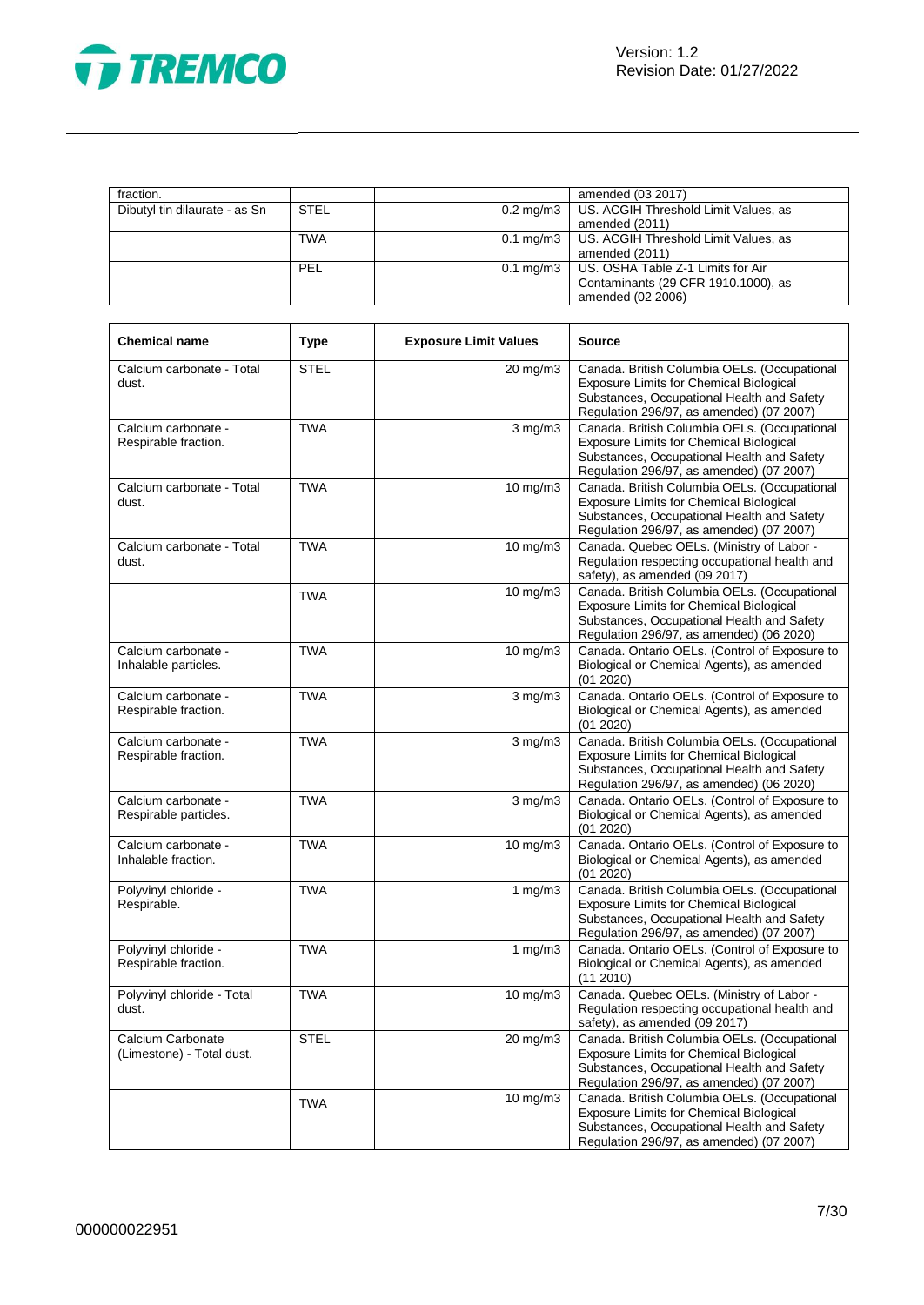| | | | |
|---|---|---|---|
| fraction. | | | amended (03 2017) |
| Dibutyl tin dilaurate - as Sn | STEL | 0.2 mg/m3 | US. ACGIH Threshold Limit Values, as amended (2011) |
| | TWA | 0.1 mg/m3 | US. ACGIH Threshold Limit Values, as amended (2011) |
| | PEL | 0.1 mg/m3 | US. OSHA Table Z-1 Limits for Air Contaminants (29 CFR 1910.1000), as amended (02 2006) |

| Chemical name | Type | Exposure Limit Values | Source |
|---|---|---|---|
| Calcium carbonate - Total dust. | STEL | 20 mg/m3 | Canada. British Columbia OELs. (Occupational Exposure Limits for Chemical Biological Substances, Occupational Health and Safety Regulation 296/97, as amended) (07 2007) |
| Calcium carbonate - Respirable fraction. | TWA | 3 mg/m3 | Canada. British Columbia OELs. (Occupational Exposure Limits for Chemical Biological Substances, Occupational Health and Safety Regulation 296/97, as amended) (07 2007) |
| Calcium carbonate - Total dust. | TWA | 10 mg/m3 | Canada. British Columbia OELs. (Occupational Exposure Limits for Chemical Biological Substances, Occupational Health and Safety Regulation 296/97, as amended) (07 2007) |
| Calcium carbonate - Total dust. | TWA | 10 mg/m3 | Canada. Quebec OELs. (Ministry of Labor - Regulation respecting occupational health and safety), as amended (09 2017) |
| | TWA | 10 mg/m3 | Canada. British Columbia OELs. (Occupational Exposure Limits for Chemical Biological Substances, Occupational Health and Safety Regulation 296/97, as amended) (06 2020) |
| Calcium carbonate - Inhalable particles. | TWA | 10 mg/m3 | Canada. Ontario OELs. (Control of Exposure to Biological or Chemical Agents), as amended (01 2020) |
| Calcium carbonate - Respirable fraction. | TWA | 3 mg/m3 | Canada. Ontario OELs. (Control of Exposure to Biological or Chemical Agents), as amended (01 2020) |
| Calcium carbonate - Respirable fraction. | TWA | 3 mg/m3 | Canada. British Columbia OELs. (Occupational Exposure Limits for Chemical Biological Substances, Occupational Health and Safety Regulation 296/97, as amended) (06 2020) |
| Calcium carbonate - Respirable particles. | TWA | 3 mg/m3 | Canada. Ontario OELs. (Control of Exposure to Biological or Chemical Agents), as amended (01 2020) |
| Calcium carbonate - Inhalable fraction. | TWA | 10 mg/m3 | Canada. Ontario OELs. (Control of Exposure to Biological or Chemical Agents), as amended (01 2020) |
| Polyvinyl chloride - Respirable. | TWA | 1 mg/m3 | Canada. British Columbia OELs. (Occupational Exposure Limits for Chemical Biological Substances, Occupational Health and Safety Regulation 296/97, as amended) (07 2007) |
| Polyvinyl chloride - Respirable fraction. | TWA | 1 mg/m3 | Canada. Ontario OELs. (Control of Exposure to Biological or Chemical Agents), as amended (11 2010) |
| Polyvinyl chloride - Total dust. | TWA | 10 mg/m3 | Canada. Quebec OELs. (Ministry of Labor - Regulation respecting occupational health and safety), as amended (09 2017) |
| Calcium Carbonate (Limestone) - Total dust. | STEL | 20 mg/m3 | Canada. British Columbia OELs. (Occupational Exposure Limits for Chemical Biological Substances, Occupational Health and Safety Regulation 296/97, as amended) (07 2007) |
| | TWA | 10 mg/m3 | Canada. British Columbia OELs. (Occupational Exposure Limits for Chemical Biological Substances, Occupational Health and Safety Regulation 296/97, as amended) (07 2007) |

000000022951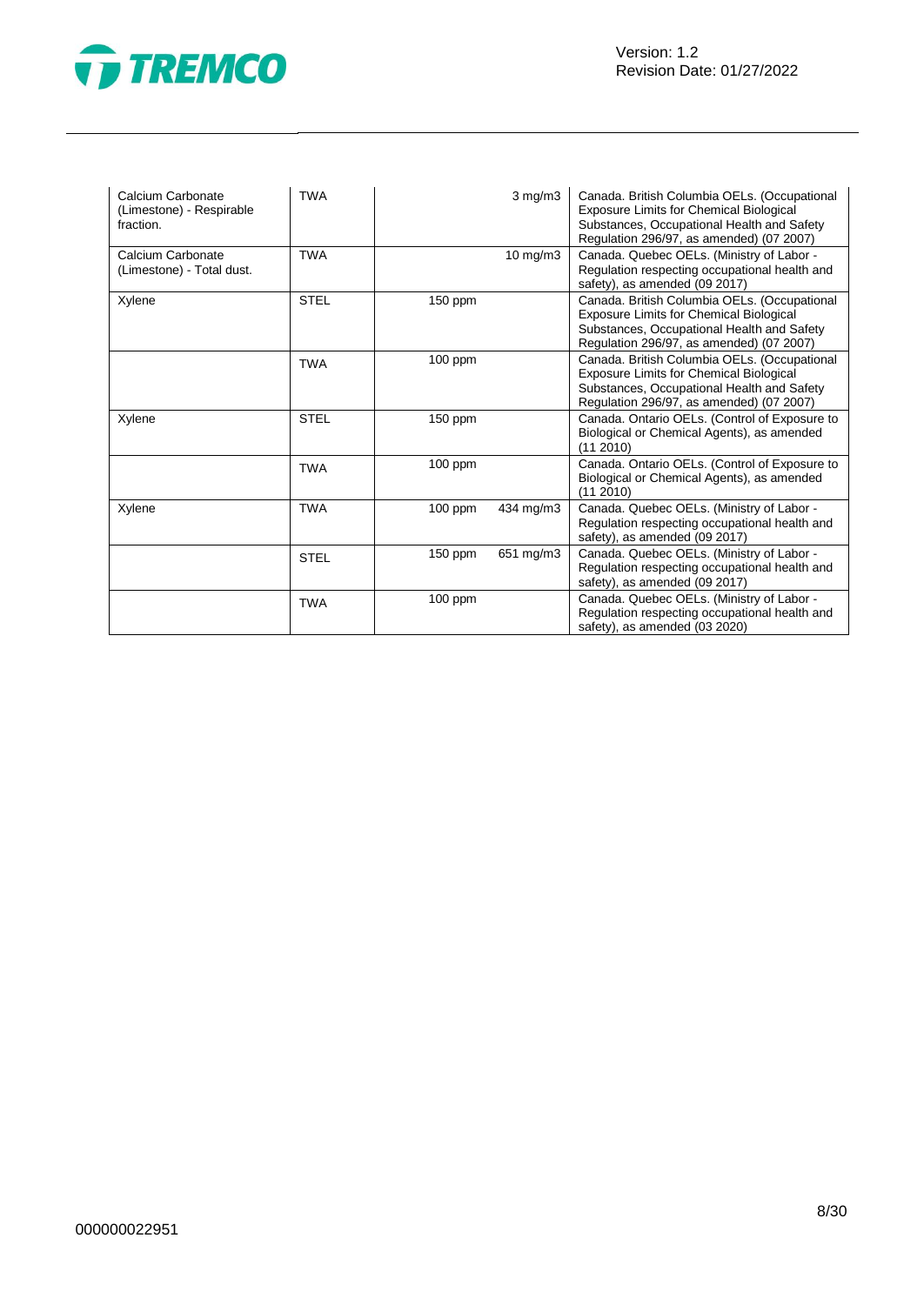| | | | | |
|---|---|---|---|---|
| Calcium Carbonate (Limestone) - Respirable fraction. | TWA | | 3 mg/m3 | Canada. British Columbia OELs. (Occupational Exposure Limits for Chemical Biological Substances, Occupational Health and Safety Regulation 296/97, as amended) (07 2007) |
| Calcium Carbonate (Limestone) - Total dust. | TWA | | 10 mg/m3 | Canada. Quebec OELs. (Ministry of Labor - Regulation respecting occupational health and safety), as amended (09 2017) |
| Xylene | STEL | 150 ppm | | Canada. British Columbia OELs. (Occupational Exposure Limits for Chemical Biological Substances, Occupational Health and Safety Regulation 296/97, as amended) (07 2007) |
| | TWA | 100 ppm | | Canada. British Columbia OELs. (Occupational Exposure Limits for Chemical Biological Substances, Occupational Health and Safety Regulation 296/97, as amended) (07 2007) |
| Xylene | STEL | 150 ppm | | Canada. Ontario OELs. (Control of Exposure to Biological or Chemical Agents), as amended (11 2010) |
| | TWA | 100 ppm | | Canada. Ontario OELs. (Control of Exposure to Biological or Chemical Agents), as amended (11 2010) |
| Xylene | TWA | 100 ppm | 434 mg/m3 | Canada. Quebec OELs. (Ministry of Labor - Regulation respecting occupational health and safety), as amended (09 2017) |
| | STEL | 150 ppm | 651 mg/m3 | Canada. Quebec OELs. (Ministry of Labor - Regulation respecting occupational health and safety), as amended (09 2017) |
| | TWA | 100 ppm | | Canada. Quebec OELs. (Ministry of Labor - Regulation respecting occupational health and safety), as amended (03 2020) |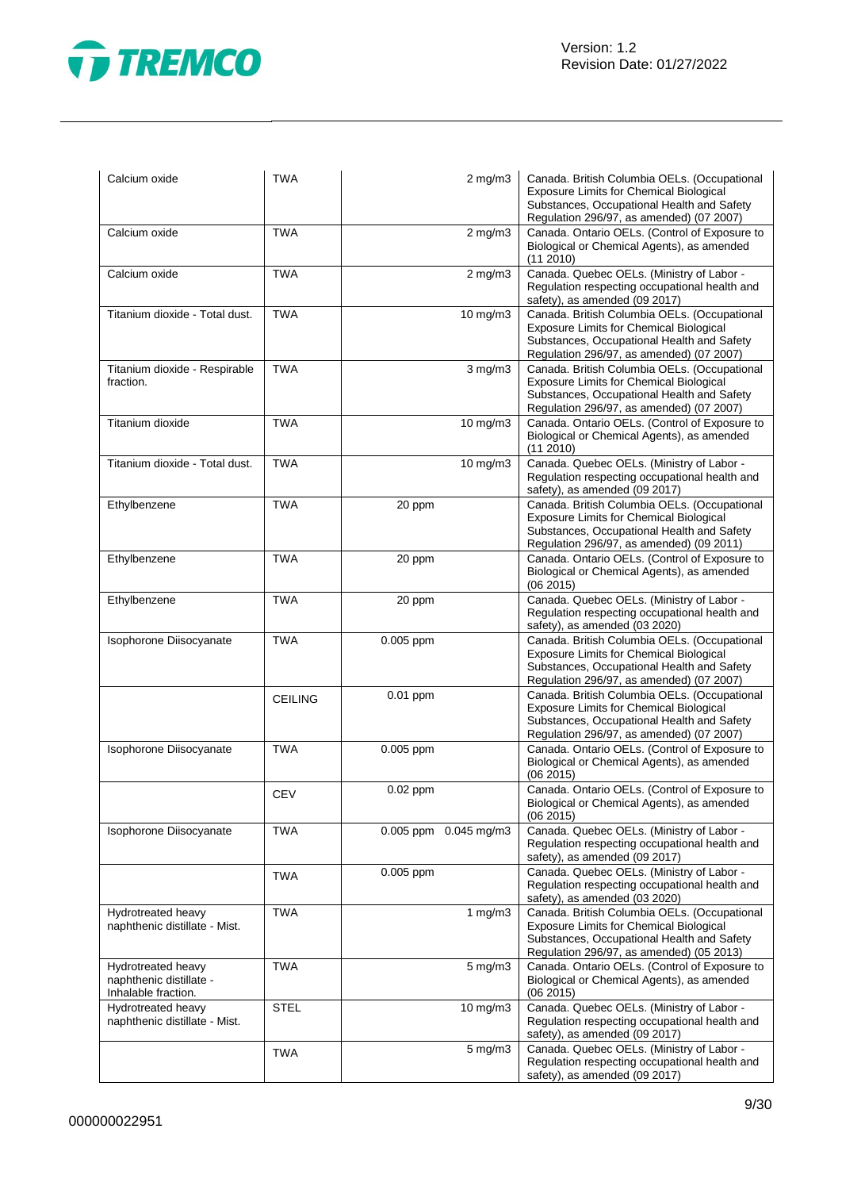| | | | | |
|---|---|---|---|---|
| Calcium oxide | TWA | | 2 mg/m3 | Canada. British Columbia OELs. (Occupational Exposure Limits for Chemical Biological Substances, Occupational Health and Safety Regulation 296/97, as amended) (07 2007) |
| Calcium oxide | TWA | | 2 mg/m3 | Canada. Ontario OELs. (Control of Exposure to Biological or Chemical Agents), as amended (11 2010) |
| Calcium oxide | TWA | | 2 mg/m3 | Canada. Quebec OELs. (Ministry of Labor - Regulation respecting occupational health and safety), as amended (09 2017) |
| Titanium dioxide - Total dust. | TWA | | 10 mg/m3 | Canada. British Columbia OELs. (Occupational Exposure Limits for Chemical Biological Substances, Occupational Health and Safety Regulation 296/97, as amended) (07 2007) |
| Titanium dioxide - Respirable fraction. | TWA | | 3 mg/m3 | Canada. British Columbia OELs. (Occupational Exposure Limits for Chemical Biological Substances, Occupational Health and Safety Regulation 296/97, as amended) (07 2007) |
| Titanium dioxide | TWA | | 10 mg/m3 | Canada. Ontario OELs. (Control of Exposure to Biological or Chemical Agents), as amended (11 2010) |
| Titanium dioxide - Total dust. | TWA | | 10 mg/m3 | Canada. Quebec OELs. (Ministry of Labor - Regulation respecting occupational health and safety), as amended (09 2017) |
| Ethylbenzene | TWA | 20 ppm | | Canada. British Columbia OELs. (Occupational Exposure Limits for Chemical Biological Substances, Occupational Health and Safety Regulation 296/97, as amended) (09 2011) |
| Ethylbenzene | TWA | 20 ppm | | Canada. Ontario OELs. (Control of Exposure to Biological or Chemical Agents), as amended (06 2015) |
| Ethylbenzene | TWA | 20 ppm | | Canada. Quebec OELs. (Ministry of Labor - Regulation respecting occupational health and safety), as amended (03 2020) |
| Isophorone Diisocyanate | TWA | 0.005 ppm | | Canada. British Columbia OELs. (Occupational Exposure Limits for Chemical Biological Substances, Occupational Health and Safety Regulation 296/97, as amended) (07 2007) |
| | CEILING | 0.01 ppm | | Canada. British Columbia OELs. (Occupational Exposure Limits for Chemical Biological Substances, Occupational Health and Safety Regulation 296/97, as amended) (07 2007) |
| Isophorone Diisocyanate | TWA | 0.005 ppm | | Canada. Ontario OELs. (Control of Exposure to Biological or Chemical Agents), as amended (06 2015) |
| | CEV | 0.02 ppm | | Canada. Ontario OELs. (Control of Exposure to Biological or Chemical Agents), as amended (06 2015) |
| Isophorone Diisocyanate | TWA | 0.005 ppm | 0.045 mg/m3 | Canada. Quebec OELs. (Ministry of Labor - Regulation respecting occupational health and safety), as amended (09 2017) |
| | TWA | 0.005 ppm | | Canada. Quebec OELs. (Ministry of Labor - Regulation respecting occupational health and safety), as amended (03 2020) |
| Hydrotreated heavy naphthenic distillate - Mist. | TWA | | 1 mg/m3 | Canada. British Columbia OELs. (Occupational Exposure Limits for Chemical Biological Substances, Occupational Health and Safety Regulation 296/97, as amended) (05 2013) |
| Hydrotreated heavy naphthenic distillate - Inhalable fraction. | TWA | | 5 mg/m3 | Canada. Ontario OELs. (Control of Exposure to Biological or Chemical Agents), as amended (06 2015) |
| Hydrotreated heavy naphthenic distillate - Mist. | STEL | | 10 mg/m3 | Canada. Quebec OELs. (Ministry of Labor - Regulation respecting occupational health and safety), as amended (09 2017) |
| | TWA | | 5 mg/m3 | Canada. Quebec OELs. (Ministry of Labor - Regulation respecting occupational health and safety), as amended (09 2017) |

000000022951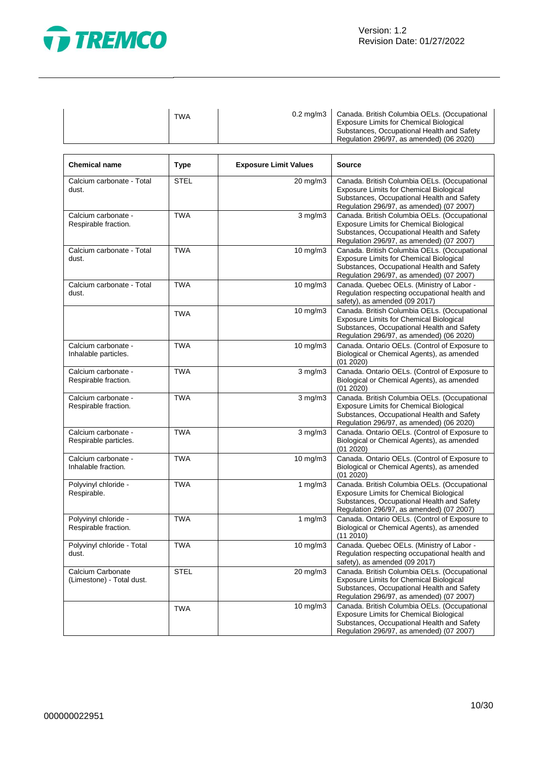| | TWA | 0.2 mg/m3 | Canada. British Columbia OELs. (Occupational Exposure Limits for Chemical Biological Substances, Occupational Health and Safety Regulation 296/97, as amended) (06 2020) |
|---|---|---|---|

| Chemical name | Type | Exposure Limit Values | Source |
|---|---|---|---|
| Calcium carbonate - Total dust. | STEL | 20 mg/m3 | Canada. British Columbia OELs. (Occupational Exposure Limits for Chemical Biological Substances, Occupational Health and Safety Regulation 296/97, as amended) (07 2007) |
| Calcium carbonate - Respirable fraction. | TWA | 3 mg/m3 | Canada. British Columbia OELs. (Occupational Exposure Limits for Chemical Biological Substances, Occupational Health and Safety Regulation 296/97, as amended) (07 2007) |
| Calcium carbonate - Total dust. | TWA | 10 mg/m3 | Canada. British Columbia OELs. (Occupational Exposure Limits for Chemical Biological Substances, Occupational Health and Safety Regulation 296/97, as amended) (07 2007) |
| Calcium carbonate - Total dust. | TWA | 10 mg/m3 | Canada. Quebec OELs. (Ministry of Labor - Regulation respecting occupational health and safety), as amended (09 2017) |
| | TWA | 10 mg/m3 | Canada. British Columbia OELs. (Occupational Exposure Limits for Chemical Biological Substances, Occupational Health and Safety Regulation 296/97, as amended) (06 2020) |
| Calcium carbonate - Inhalable particles. | TWA | 10 mg/m3 | Canada. Ontario OELs. (Control of Exposure to Biological or Chemical Agents), as amended (01 2020) |
| Calcium carbonate - Respirable fraction. | TWA | 3 mg/m3 | Canada. Ontario OELs. (Control of Exposure to Biological or Chemical Agents), as amended (01 2020) |
| Calcium carbonate - Respirable fraction. | TWA | 3 mg/m3 | Canada. British Columbia OELs. (Occupational Exposure Limits for Chemical Biological Substances, Occupational Health and Safety Regulation 296/97, as amended) (06 2020) |
| Calcium carbonate - Respirable particles. | TWA | 3 mg/m3 | Canada. Ontario OELs. (Control of Exposure to Biological or Chemical Agents), as amended (01 2020) |
| Calcium carbonate - Inhalable fraction. | TWA | 10 mg/m3 | Canada. Ontario OELs. (Control of Exposure to Biological or Chemical Agents), as amended (01 2020) |
| Polyvinyl chloride - Respirable. | TWA | 1 mg/m3 | Canada. British Columbia OELs. (Occupational Exposure Limits for Chemical Biological Substances, Occupational Health and Safety Regulation 296/97, as amended) (07 2007) |
| Polyvinyl chloride - Respirable fraction. | TWA | 1 mg/m3 | Canada. Ontario OELs. (Control of Exposure to Biological or Chemical Agents), as amended (11 2010) |
| Polyvinyl chloride - Total dust. | TWA | 10 mg/m3 | Canada. Quebec OELs. (Ministry of Labor - Regulation respecting occupational health and safety), as amended (09 2017) |
| Calcium Carbonate (Limestone) - Total dust. | STEL | 20 mg/m3 | Canada. British Columbia OELs. (Occupational Exposure Limits for Chemical Biological Substances, Occupational Health and Safety Regulation 296/97, as amended) (07 2007) |
| | TWA | 10 mg/m3 | Canada. British Columbia OELs. (Occupational Exposure Limits for Chemical Biological Substances, Occupational Health and Safety Regulation 296/97, as amended) (07 2007) |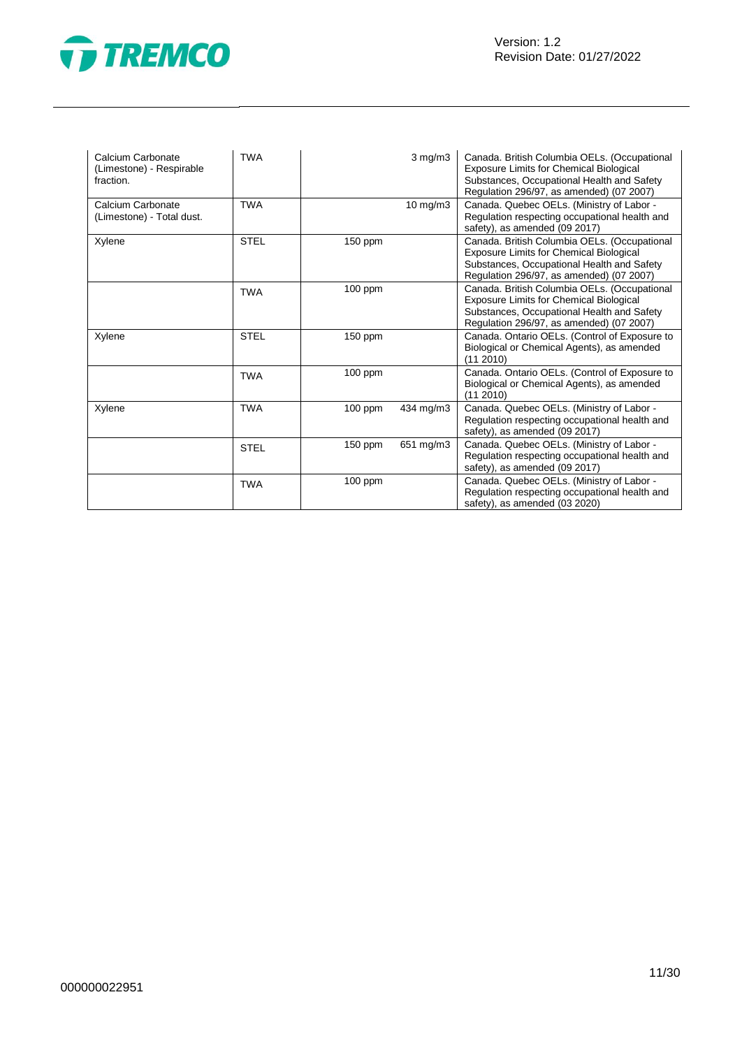| | | | | |
|---|---|---|---|---|
| Calcium Carbonate (Limestone) - Respirable fraction. | TWA | | 3 mg/m3 | Canada. British Columbia OELs. (Occupational Exposure Limits for Chemical Biological Substances, Occupational Health and Safety Regulation 296/97, as amended) (07 2007) |
| Calcium Carbonate (Limestone) - Total dust. | TWA | | 10 mg/m3 | Canada. Quebec OELs. (Ministry of Labor - Regulation respecting occupational health and safety), as amended (09 2017) |
| Xylene | STEL | 150 ppm | | Canada. British Columbia OELs. (Occupational Exposure Limits for Chemical Biological Substances, Occupational Health and Safety Regulation 296/97, as amended) (07 2007) |
| | TWA | 100 ppm | | Canada. British Columbia OELs. (Occupational Exposure Limits for Chemical Biological Substances, Occupational Health and Safety Regulation 296/97, as amended) (07 2007) |
| Xylene | STEL | 150 ppm | | Canada. Ontario OELs. (Control of Exposure to Biological or Chemical Agents), as amended (11 2010) |
| | TWA | 100 ppm | | Canada. Ontario OELs. (Control of Exposure to Biological or Chemical Agents), as amended (11 2010) |
| Xylene | TWA | 100 ppm | 434 mg/m3 | Canada. Quebec OELs. (Ministry of Labor - Regulation respecting occupational health and safety), as amended (09 2017) |
| | STEL | 150 ppm | 651 mg/m3 | Canada. Quebec OELs. (Ministry of Labor - Regulation respecting occupational health and safety), as amended (09 2017) |
| | TWA | 100 ppm | | Canada. Quebec OELs. (Ministry of Labor - Regulation respecting occupational health and safety), as amended (03 2020) |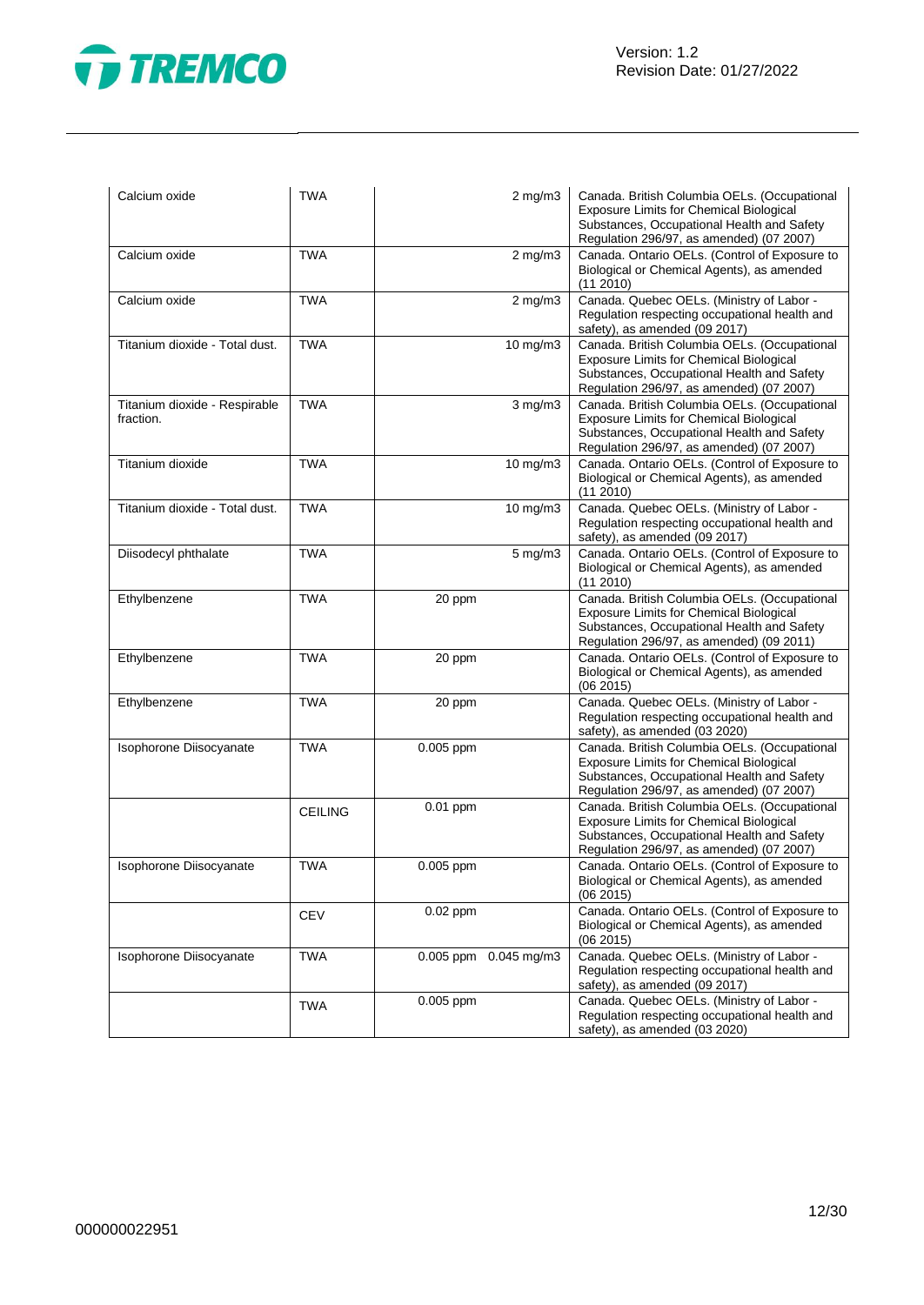| | | | | |
|---|---|---|---|---|
| Calcium oxide | TWA | | 2 mg/m3 | Canada. British Columbia OELs. (Occupational Exposure Limits for Chemical Biological Substances, Occupational Health and Safety Regulation 296/97, as amended) (07 2007) |
| Calcium oxide | TWA | | 2 mg/m3 | Canada. Ontario OELs. (Control of Exposure to Biological or Chemical Agents), as amended (11 2010) |
| Calcium oxide | TWA | | 2 mg/m3 | Canada. Quebec OELs. (Ministry of Labor - Regulation respecting occupational health and safety), as amended (09 2017) |
| Titanium dioxide - Total dust. | TWA | | 10 mg/m3 | Canada. British Columbia OELs. (Occupational Exposure Limits for Chemical Biological Substances, Occupational Health and Safety Regulation 296/97, as amended) (07 2007) |
| Titanium dioxide - Respirable fraction. | TWA | | 3 mg/m3 | Canada. British Columbia OELs. (Occupational Exposure Limits for Chemical Biological Substances, Occupational Health and Safety Regulation 296/97, as amended) (07 2007) |
| Titanium dioxide | TWA | | 10 mg/m3 | Canada. Ontario OELs. (Control of Exposure to Biological or Chemical Agents), as amended (11 2010) |
| Titanium dioxide - Total dust. | TWA | | 10 mg/m3 | Canada. Quebec OELs. (Ministry of Labor - Regulation respecting occupational health and safety), as amended (09 2017) |
| Diisodecyl phthalate | TWA | | 5 mg/m3 | Canada. Ontario OELs. (Control of Exposure to Biological or Chemical Agents), as amended (11 2010) |
| Ethylbenzene | TWA | 20 ppm | | Canada. British Columbia OELs. (Occupational Exposure Limits for Chemical Biological Substances, Occupational Health and Safety Regulation 296/97, as amended) (09 2011) |
| Ethylbenzene | TWA | 20 ppm | | Canada. Ontario OELs. (Control of Exposure to Biological or Chemical Agents), as amended (06 2015) |
| Ethylbenzene | TWA | 20 ppm | | Canada. Quebec OELs. (Ministry of Labor - Regulation respecting occupational health and safety), as amended (03 2020) |
| Isophorone Diisocyanate | TWA | 0.005 ppm | | Canada. British Columbia OELs. (Occupational Exposure Limits for Chemical Biological Substances, Occupational Health and Safety Regulation 296/97, as amended) (07 2007) |
| | CEILING | 0.01 ppm | | Canada. British Columbia OELs. (Occupational Exposure Limits for Chemical Biological Substances, Occupational Health and Safety Regulation 296/97, as amended) (07 2007) |
| Isophorone Diisocyanate | TWA | 0.005 ppm | | Canada. Ontario OELs. (Control of Exposure to Biological or Chemical Agents), as amended (06 2015) |
| | CEV | 0.02 ppm | | Canada. Ontario OELs. (Control of Exposure to Biological or Chemical Agents), as amended (06 2015) |
| Isophorone Diisocyanate | TWA | 0.005 ppm | 0.045 mg/m3 | Canada. Quebec OELs. (Ministry of Labor - Regulation respecting occupational health and safety), as amended (09 2017) |
| | TWA | 0.005 ppm | | Canada. Quebec OELs. (Ministry of Labor - Regulation respecting occupational health and safety), as amended (03 2020) |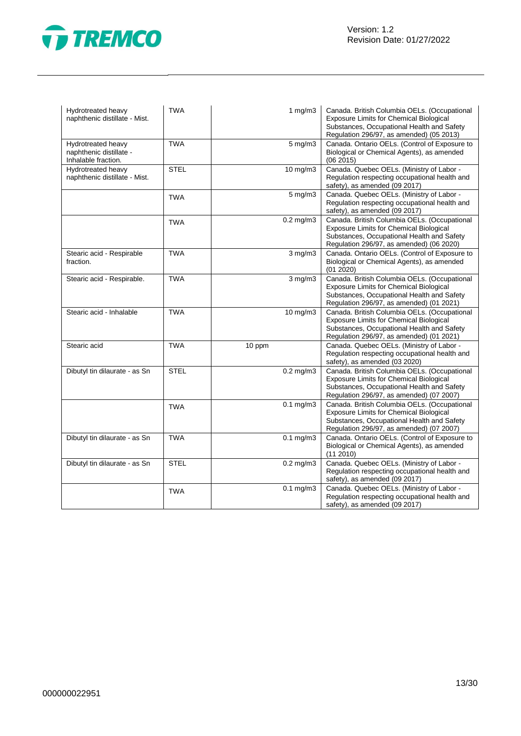| | | | | |
|---|---|---|---|---|
| Hydrotreated heavy naphthenic distillate - Mist. | TWA | | 1 mg/m3 | Canada. British Columbia OELs. (Occupational Exposure Limits for Chemical Biological Substances, Occupational Health and Safety Regulation 296/97, as amended) (05 2013) |
| Hydrotreated heavy naphthenic distillate - Inhalable fraction. | TWA | | 5 mg/m3 | Canada. Ontario OELs. (Control of Exposure to Biological or Chemical Agents), as amended (06 2015) |
| Hydrotreated heavy naphthenic distillate - Mist. | STEL | | 10 mg/m3 | Canada. Quebec OELs. (Ministry of Labor - Regulation respecting occupational health and safety), as amended (09 2017) |
| | TWA | | 5 mg/m3 | Canada. Quebec OELs. (Ministry of Labor - Regulation respecting occupational health and safety), as amended (09 2017) |
| | TWA | | 0.2 mg/m3 | Canada. British Columbia OELs. (Occupational Exposure Limits for Chemical Biological Substances, Occupational Health and Safety Regulation 296/97, as amended) (06 2020) |
| Stearic acid - Respirable fraction. | TWA | | 3 mg/m3 | Canada. Ontario OELs. (Control of Exposure to Biological or Chemical Agents), as amended (01 2020) |
| Stearic acid - Respirable. | TWA | | 3 mg/m3 | Canada. British Columbia OELs. (Occupational Exposure Limits for Chemical Biological Substances, Occupational Health and Safety Regulation 296/97, as amended) (01 2021) |
| Stearic acid - Inhalable | TWA | | 10 mg/m3 | Canada. British Columbia OELs. (Occupational Exposure Limits for Chemical Biological Substances, Occupational Health and Safety Regulation 296/97, as amended) (01 2021) |
| Stearic acid | TWA | 10 ppm | | Canada. Quebec OELs. (Ministry of Labor - Regulation respecting occupational health and safety), as amended (03 2020) |
| Dibutyl tin dilaurate - as Sn | STEL | | 0.2 mg/m3 | Canada. British Columbia OELs. (Occupational Exposure Limits for Chemical Biological Substances, Occupational Health and Safety Regulation 296/97, as amended) (07 2007) |
| | TWA | | 0.1 mg/m3 | Canada. British Columbia OELs. (Occupational Exposure Limits for Chemical Biological Substances, Occupational Health and Safety Regulation 296/97, as amended) (07 2007) |
| Dibutyl tin dilaurate - as Sn | TWA | | 0.1 mg/m3 | Canada. Ontario OELs. (Control of Exposure to Biological or Chemical Agents), as amended (11 2010) |
| Dibutyl tin dilaurate - as Sn | STEL | | 0.2 mg/m3 | Canada. Quebec OELs. (Ministry of Labor - Regulation respecting occupational health and safety), as amended (09 2017) |
| | TWA | | 0.1 mg/m3 | Canada. Quebec OELs. (Ministry of Labor - Regulation respecting occupational health and safety), as amended (09 2017) |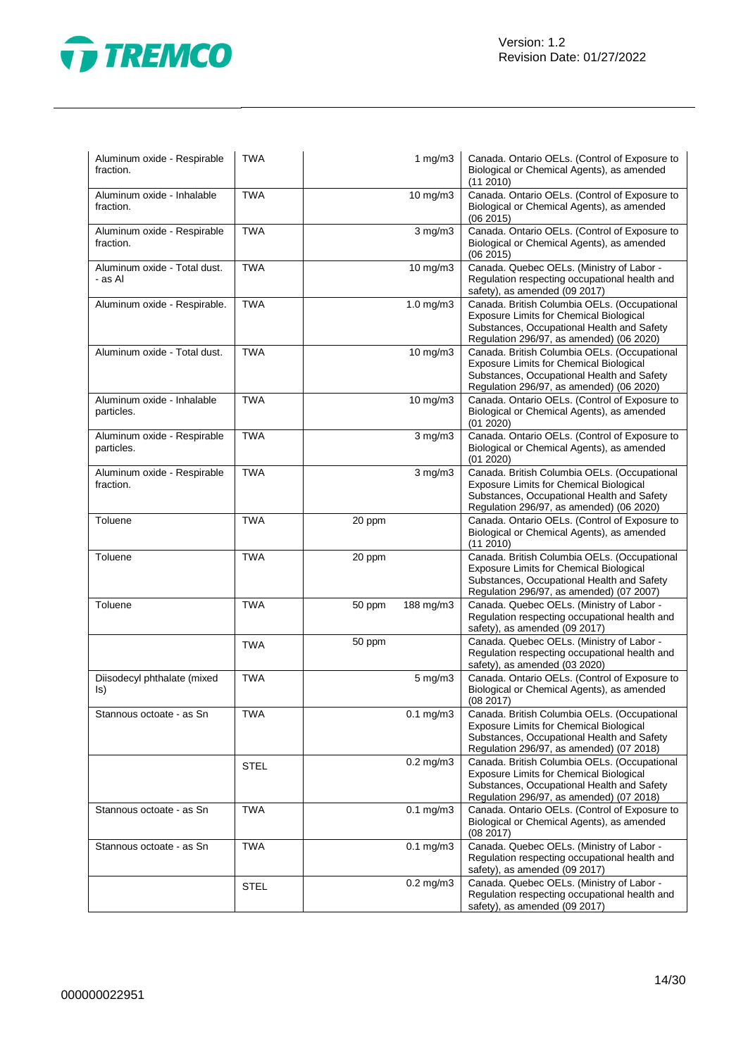| | | | | |
|---|---|---|---|---|
| Aluminum oxide - Respirable fraction. | TWA | | 1 mg/m3 | Canada. Ontario OELs. (Control of Exposure to Biological or Chemical Agents), as amended (11 2010) |
| Aluminum oxide - Inhalable fraction. | TWA | | 10 mg/m3 | Canada. Ontario OELs. (Control of Exposure to Biological or Chemical Agents), as amended (06 2015) |
| Aluminum oxide - Respirable fraction. | TWA | | 3 mg/m3 | Canada. Ontario OELs. (Control of Exposure to Biological or Chemical Agents), as amended (06 2015) |
| Aluminum oxide - Total dust. - as Al | TWA | | 10 mg/m3 | Canada. Quebec OELs. (Ministry of Labor - Regulation respecting occupational health and safety), as amended (09 2017) |
| Aluminum oxide - Respirable. | TWA | | 1.0 mg/m3 | Canada. British Columbia OELs. (Occupational Exposure Limits for Chemical Biological Substances, Occupational Health and Safety Regulation 296/97, as amended) (06 2020) |
| Aluminum oxide - Total dust. | TWA | | 10 mg/m3 | Canada. British Columbia OELs. (Occupational Exposure Limits for Chemical Biological Substances, Occupational Health and Safety Regulation 296/97, as amended) (06 2020) |
| Aluminum oxide - Inhalable particles. | TWA | | 10 mg/m3 | Canada. Ontario OELs. (Control of Exposure to Biological or Chemical Agents), as amended (01 2020) |
| Aluminum oxide - Respirable particles. | TWA | | 3 mg/m3 | Canada. Ontario OELs. (Control of Exposure to Biological or Chemical Agents), as amended (01 2020) |
| Aluminum oxide - Respirable fraction. | TWA | | 3 mg/m3 | Canada. British Columbia OELs. (Occupational Exposure Limits for Chemical Biological Substances, Occupational Health and Safety Regulation 296/97, as amended) (06 2020) |
| Toluene | TWA | 20 ppm | | Canada. Ontario OELs. (Control of Exposure to Biological or Chemical Agents), as amended (11 2010) |
| Toluene | TWA | 20 ppm | | Canada. British Columbia OELs. (Occupational Exposure Limits for Chemical Biological Substances, Occupational Health and Safety Regulation 296/97, as amended) (07 2007) |
| Toluene | TWA | 50 ppm | 188 mg/m3 | Canada. Quebec OELs. (Ministry of Labor - Regulation respecting occupational health and safety), as amended (09 2017) |
| | TWA | 50 ppm | | Canada. Quebec OELs. (Ministry of Labor - Regulation respecting occupational health and safety), as amended (03 2020) |
| Diisodecyl phthalate (mixed Is) | TWA | | 5 mg/m3 | Canada. Ontario OELs. (Control of Exposure to Biological or Chemical Agents), as amended (08 2017) |
| Stannous octoate - as Sn | TWA | | 0.1 mg/m3 | Canada. British Columbia OELs. (Occupational Exposure Limits for Chemical Biological Substances, Occupational Health and Safety Regulation 296/97, as amended) (07 2018) |
| | STEL | | 0.2 mg/m3 | Canada. British Columbia OELs. (Occupational Exposure Limits for Chemical Biological Substances, Occupational Health and Safety Regulation 296/97, as amended) (07 2018) |
| Stannous octoate - as Sn | TWA | | 0.1 mg/m3 | Canada. Ontario OELs. (Control of Exposure to Biological or Chemical Agents), as amended (08 2017) |
| Stannous octoate - as Sn | TWA | | 0.1 mg/m3 | Canada. Quebec OELs. (Ministry of Labor - Regulation respecting occupational health and safety), as amended (09 2017) |
| | STEL | | 0.2 mg/m3 | Canada. Quebec OELs. (Ministry of Labor - Regulation respecting occupational health and safety), as amended (09 2017) |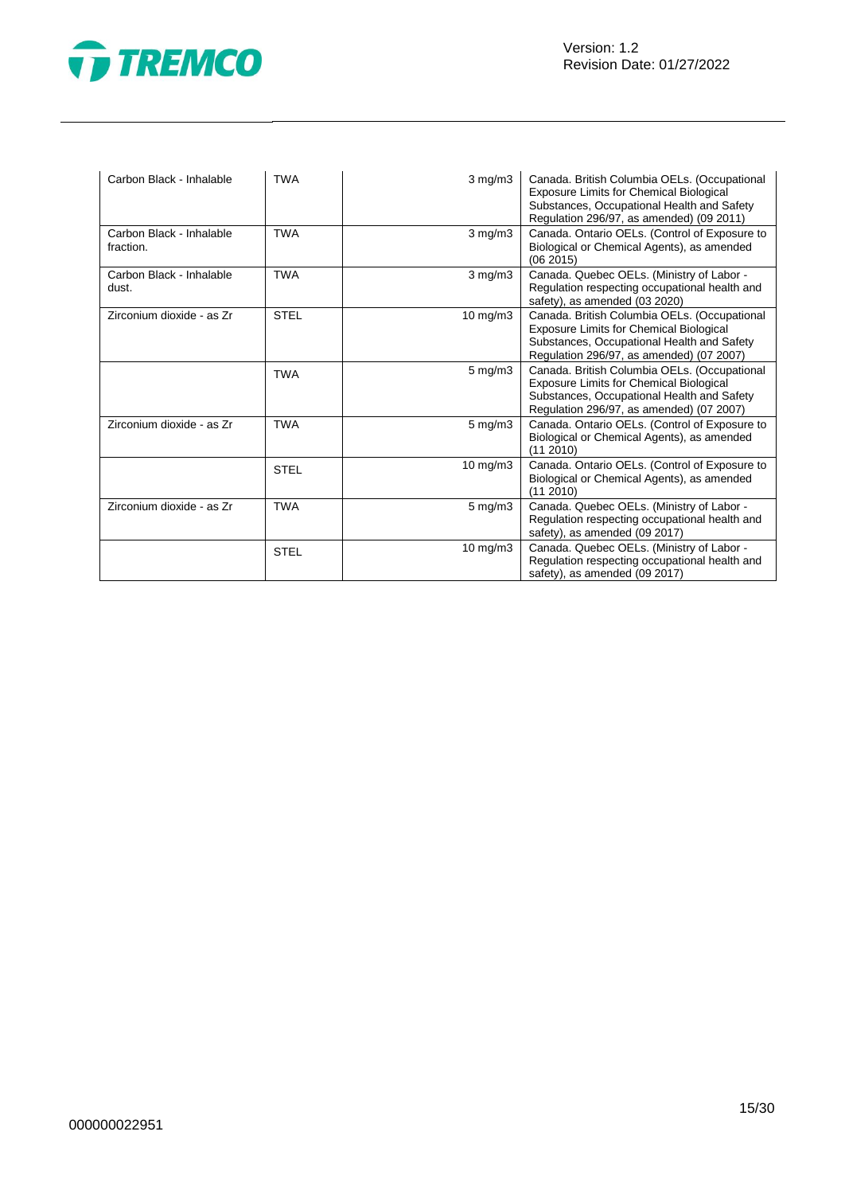| | | | |
|---|---|---|---|
| Carbon Black - Inhalable | TWA | 3 mg/m3 | Canada. British Columbia OELs. (Occupational Exposure Limits for Chemical Biological Substances, Occupational Health and Safety Regulation 296/97, as amended) (09 2011) |
| Carbon Black - Inhalable fraction. | TWA | 3 mg/m3 | Canada. Ontario OELs. (Control of Exposure to Biological or Chemical Agents), as amended (06 2015) |
| Carbon Black - Inhalable dust. | TWA | 3 mg/m3 | Canada. Quebec OELs. (Ministry of Labor - Regulation respecting occupational health and safety), as amended (03 2020) |
| Zirconium dioxide - as Zr | STEL | 10 mg/m3 | Canada. British Columbia OELs. (Occupational Exposure Limits for Chemical Biological Substances, Occupational Health and Safety Regulation 296/97, as amended) (07 2007) |
| | TWA | 5 mg/m3 | Canada. British Columbia OELs. (Occupational Exposure Limits for Chemical Biological Substances, Occupational Health and Safety Regulation 296/97, as amended) (07 2007) |
| Zirconium dioxide - as Zr | TWA | 5 mg/m3 | Canada. Ontario OELs. (Control of Exposure to Biological or Chemical Agents), as amended (11 2010) |
| | STEL | 10 mg/m3 | Canada. Ontario OELs. (Control of Exposure to Biological or Chemical Agents), as amended (11 2010) |
| Zirconium dioxide - as Zr | TWA | 5 mg/m3 | Canada. Quebec OELs. (Ministry of Labor - Regulation respecting occupational health and safety), as amended (09 2017) |
| | STEL | 10 mg/m3 | Canada. Quebec OELs. (Ministry of Labor - Regulation respecting occupational health and safety), as amended (09 2017) |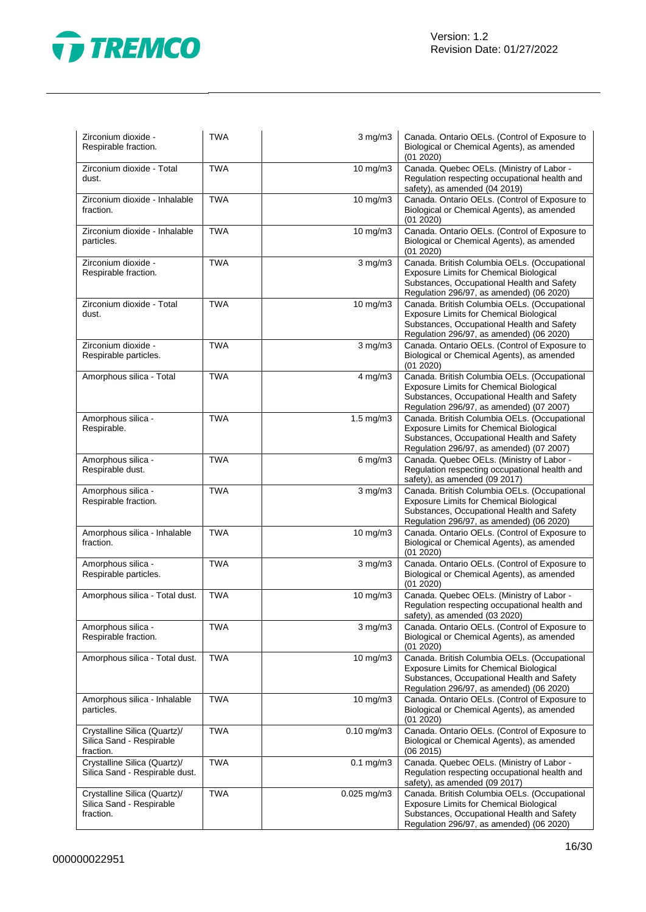| | | | |
|---|---|---|---|
| Zirconium dioxide - Respirable fraction. | TWA | 3 mg/m3 | Canada. Ontario OELs. (Control of Exposure to Biological or Chemical Agents), as amended (01 2020) |
| Zirconium dioxide - Total dust. | TWA | 10 mg/m3 | Canada. Quebec OELs. (Ministry of Labor - Regulation respecting occupational health and safety), as amended (04 2019) |
| Zirconium dioxide - Inhalable fraction. | TWA | 10 mg/m3 | Canada. Ontario OELs. (Control of Exposure to Biological or Chemical Agents), as amended (01 2020) |
| Zirconium dioxide - Inhalable particles. | TWA | 10 mg/m3 | Canada. Ontario OELs. (Control of Exposure to Biological or Chemical Agents), as amended (01 2020) |
| Zirconium dioxide - Respirable fraction. | TWA | 3 mg/m3 | Canada. British Columbia OELs. (Occupational Exposure Limits for Chemical Biological Substances, Occupational Health and Safety Regulation 296/97, as amended) (06 2020) |
| Zirconium dioxide - Total dust. | TWA | 10 mg/m3 | Canada. British Columbia OELs. (Occupational Exposure Limits for Chemical Biological Substances, Occupational Health and Safety Regulation 296/97, as amended) (06 2020) |
| Zirconium dioxide - Respirable particles. | TWA | 3 mg/m3 | Canada. Ontario OELs. (Control of Exposure to Biological or Chemical Agents), as amended (01 2020) |
| Amorphous silica - Total | TWA | 4 mg/m3 | Canada. British Columbia OELs. (Occupational Exposure Limits for Chemical Biological Substances, Occupational Health and Safety Regulation 296/97, as amended) (07 2007) |
| Amorphous silica - Respirable. | TWA | 1.5 mg/m3 | Canada. British Columbia OELs. (Occupational Exposure Limits for Chemical Biological Substances, Occupational Health and Safety Regulation 296/97, as amended) (07 2007) |
| Amorphous silica - Respirable dust. | TWA | 6 mg/m3 | Canada. Quebec OELs. (Ministry of Labor - Regulation respecting occupational health and safety), as amended (09 2017) |
| Amorphous silica - Respirable fraction. | TWA | 3 mg/m3 | Canada. British Columbia OELs. (Occupational Exposure Limits for Chemical Biological Substances, Occupational Health and Safety Regulation 296/97, as amended) (06 2020) |
| Amorphous silica - Inhalable fraction. | TWA | 10 mg/m3 | Canada. Ontario OELs. (Control of Exposure to Biological or Chemical Agents), as amended (01 2020) |
| Amorphous silica - Respirable particles. | TWA | 3 mg/m3 | Canada. Ontario OELs. (Control of Exposure to Biological or Chemical Agents), as amended (01 2020) |
| Amorphous silica - Total dust. | TWA | 10 mg/m3 | Canada. Quebec OELs. (Ministry of Labor - Regulation respecting occupational health and safety), as amended (03 2020) |
| Amorphous silica - Respirable fraction. | TWA | 3 mg/m3 | Canada. Ontario OELs. (Control of Exposure to Biological or Chemical Agents), as amended (01 2020) |
| Amorphous silica - Total dust. | TWA | 10 mg/m3 | Canada. British Columbia OELs. (Occupational Exposure Limits for Chemical Biological Substances, Occupational Health and Safety Regulation 296/97, as amended) (06 2020) |
| Amorphous silica - Inhalable particles. | TWA | 10 mg/m3 | Canada. Ontario OELs. (Control of Exposure to Biological or Chemical Agents), as amended (01 2020) |
| Crystalline Silica (Quartz)/ Silica Sand - Respirable fraction. | TWA | 0.10 mg/m3 | Canada. Ontario OELs. (Control of Exposure to Biological or Chemical Agents), as amended (06 2015) |
| Crystalline Silica (Quartz)/ Silica Sand - Respirable dust. | TWA | 0.1 mg/m3 | Canada. Quebec OELs. (Ministry of Labor - Regulation respecting occupational health and safety), as amended (09 2017) |
| Crystalline Silica (Quartz)/ Silica Sand - Respirable fraction. | TWA | 0.025 mg/m3 | Canada. British Columbia OELs. (Occupational Exposure Limits for Chemical Biological Substances, Occupational Health and Safety Regulation 296/97, as amended) (06 2020) |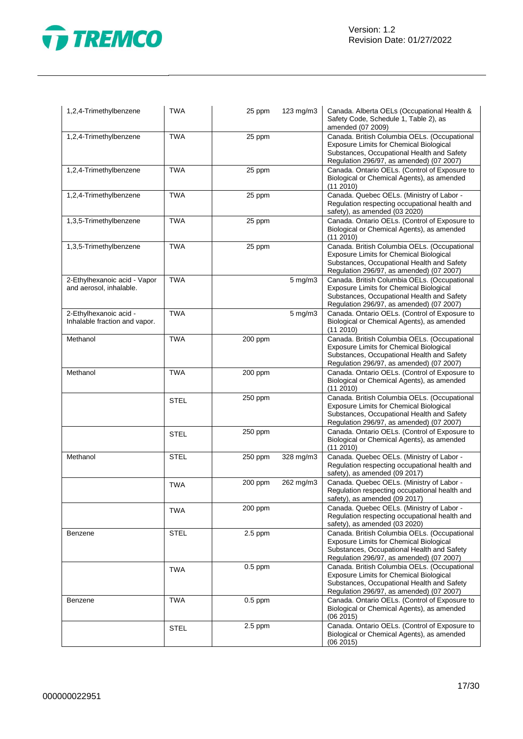| | | | | |
|---|---|---|---|---|
| 1,2,4-Trimethylbenzene | TWA | 25 ppm | 123 mg/m3 | Canada. Alberta OELs (Occupational Health & Safety Code, Schedule 1, Table 2), as amended (07 2009) |
| 1,2,4-Trimethylbenzene | TWA | 25 ppm | | Canada. British Columbia OELs. (Occupational Exposure Limits for Chemical Biological Substances, Occupational Health and Safety Regulation 296/97, as amended) (07 2007) |
| 1,2,4-Trimethylbenzene | TWA | 25 ppm | | Canada. Ontario OELs. (Control of Exposure to Biological or Chemical Agents), as amended (11 2010) |
| 1,2,4-Trimethylbenzene | TWA | 25 ppm | | Canada. Quebec OELs. (Ministry of Labor - Regulation respecting occupational health and safety), as amended (03 2020) |
| 1,3,5-Trimethylbenzene | TWA | 25 ppm | | Canada. Ontario OELs. (Control of Exposure to Biological or Chemical Agents), as amended (11 2010) |
| 1,3,5-Trimethylbenzene | TWA | 25 ppm | | Canada. British Columbia OELs. (Occupational Exposure Limits for Chemical Biological Substances, Occupational Health and Safety Regulation 296/97, as amended) (07 2007) |
| 2-Ethylhexanoic acid - Vapor and aerosol, inhalable. | TWA | | 5 mg/m3 | Canada. British Columbia OELs. (Occupational Exposure Limits for Chemical Biological Substances, Occupational Health and Safety Regulation 296/97, as amended) (07 2007) |
| 2-Ethylhexanoic acid - Inhalable fraction and vapor. | TWA | | 5 mg/m3 | Canada. Ontario OELs. (Control of Exposure to Biological or Chemical Agents), as amended (11 2010) |
| Methanol | TWA | 200 ppm | | Canada. British Columbia OELs. (Occupational Exposure Limits for Chemical Biological Substances, Occupational Health and Safety Regulation 296/97, as amended) (07 2007) |
| Methanol | TWA | 200 ppm | | Canada. Ontario OELs. (Control of Exposure to Biological or Chemical Agents), as amended (11 2010) |
| | STEL | 250 ppm | | Canada. British Columbia OELs. (Occupational Exposure Limits for Chemical Biological Substances, Occupational Health and Safety Regulation 296/97, as amended) (07 2007) |
| | STEL | 250 ppm | | Canada. Ontario OELs. (Control of Exposure to Biological or Chemical Agents), as amended (11 2010) |
| Methanol | STEL | 250 ppm | 328 mg/m3 | Canada. Quebec OELs. (Ministry of Labor - Regulation respecting occupational health and safety), as amended (09 2017) |
| | TWA | 200 ppm | 262 mg/m3 | Canada. Quebec OELs. (Ministry of Labor - Regulation respecting occupational health and safety), as amended (09 2017) |
| | TWA | 200 ppm | | Canada. Quebec OELs. (Ministry of Labor - Regulation respecting occupational health and safety), as amended (03 2020) |
| Benzene | STEL | 2.5 ppm | | Canada. British Columbia OELs. (Occupational Exposure Limits for Chemical Biological Substances, Occupational Health and Safety Regulation 296/97, as amended) (07 2007) |
| | TWA | 0.5 ppm | | Canada. British Columbia OELs. (Occupational Exposure Limits for Chemical Biological Substances, Occupational Health and Safety Regulation 296/97, as amended) (07 2007) |
| Benzene | TWA | 0.5 ppm | | Canada. Ontario OELs. (Control of Exposure to Biological or Chemical Agents), as amended (06 2015) |
| | STEL | 2.5 ppm | | Canada. Ontario OELs. (Control of Exposure to Biological or Chemical Agents), as amended (06 2015) |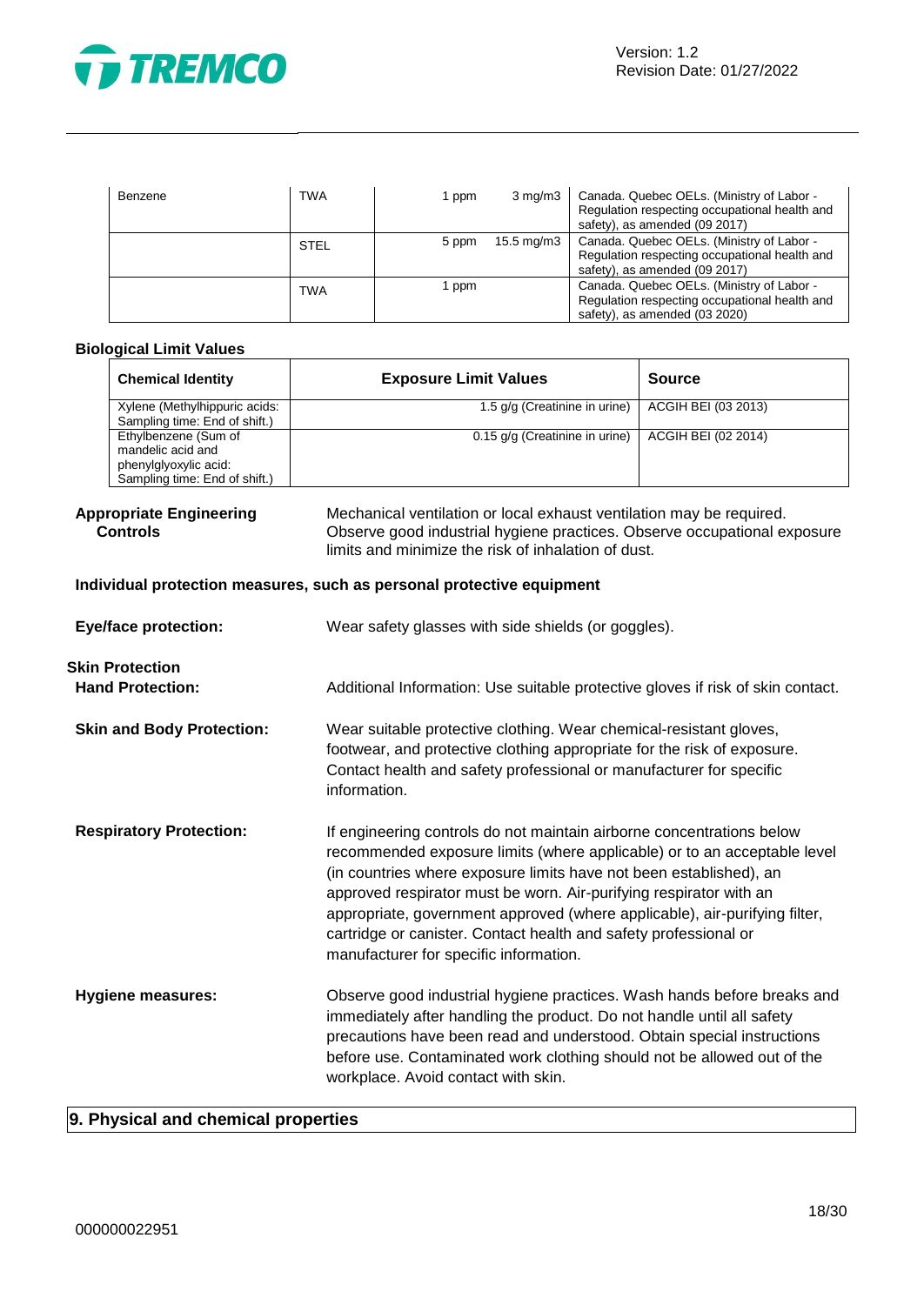| Benzene | TWA | 1 ppm | 3 mg/m3 | Canada. Quebec OELs. (Ministry of Labor - Regulation respecting occupational health and safety), as amended (09 2017) |
|---|---|---|---|---|
| | STEL | 5 ppm | 15.5 mg/m3 | Canada. Quebec OELs. (Ministry of Labor - Regulation respecting occupational health and safety), as amended (09 2017) |
| | TWA | 1 ppm | | Canada. Quebec OELs. (Ministry of Labor - Regulation respecting occupational health and safety), as amended (03 2020) |

**Biological Limit Values**

| Chemical Identity | Exposure Limit Values | Source |
|---|---|---|
| Xylene (Methylhippuric acids: Sampling time: End of shift.) | 1.5 g/g (Creatinine in urine) | ACGIH BEI (03 2013) |
| Ethylbenzene (Sum of mandelic acid and phenylglyoxylic acid: Sampling time: End of shift.) | 0.15 g/g (Creatinine in urine) | ACGIH BEI (02 2014) |

**Appropriate Engineering Controls**
Mechanical ventilation or local exhaust ventilation may be required. Observe good industrial hygiene practices. Observe occupational exposure limits and minimize the risk of inhalation of dust.

**Individual protection measures, such as personal protective equipment**

**Eye/face protection:** Wear safety glasses with side shields (or goggles).

**Skin Protection**

**Hand Protection:** Additional Information: Use suitable protective gloves if risk of skin contact.

**Skin and Body Protection:** Wear suitable protective clothing. Wear chemical-resistant gloves, footwear, and protective clothing appropriate for the risk of exposure. Contact health and safety professional or manufacturer for specific information.

**Respiratory Protection:** If engineering controls do not maintain airborne concentrations below recommended exposure limits (where applicable) or to an acceptable level (in countries where exposure limits have not been established), an approved respirator must be worn. Air-purifying respirator with an appropriate, government approved (where applicable), air-purifying filter, cartridge or canister. Contact health and safety professional or manufacturer for specific information.

**Hygiene measures:** Observe good industrial hygiene practices. Wash hands before breaks and immediately after handling the product. Do not handle until all safety precautions have been read and understood. Obtain special instructions before use. Contaminated work clothing should not be allowed out of the workplace. Avoid contact with skin.

## 9. Physical and chemical properties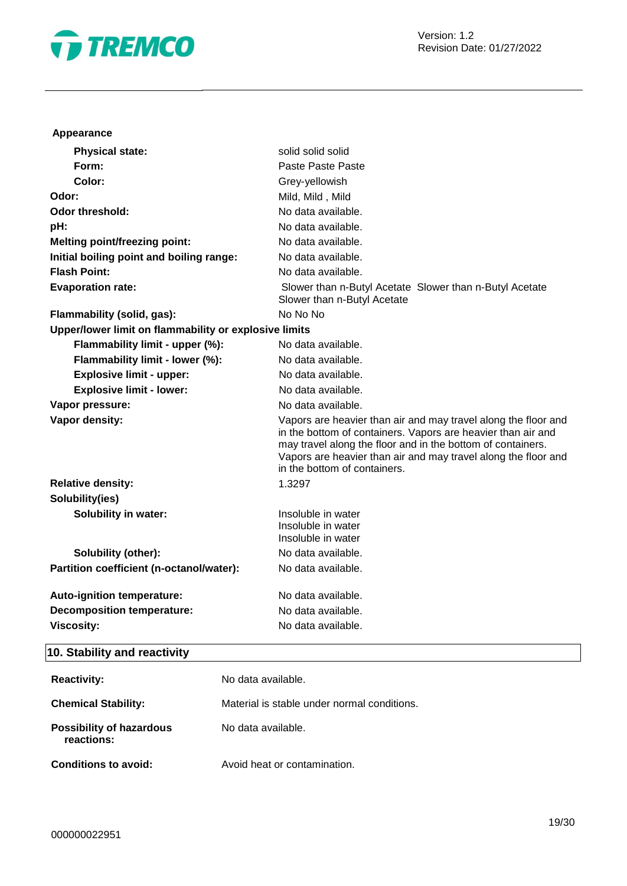**Appearance**

| | |
|---|---|
| **Physical state:** | solid solid solid |
| **Form:** | Paste Paste Paste |
| **Color:** | Grey-yellowish |
| **Odor:** | Mild, Mild , Mild |
| **Odor threshold:** | No data available. |
| **pH:** | No data available. |
| **Melting point/freezing point:** | No data available. |
| **Initial boiling point and boiling range:** | No data available. |
| **Flash Point:** | No data available. |
| **Evaporation rate:** | Slower than n-Butyl Acetate Slower than n-Butyl Acetate Slower than n-Butyl Acetate |
| **Flammability (solid, gas):** | No No No |
| **Upper/lower limit on flammability or explosive limits** | |
| **Flammability limit - upper (%):** | No data available. |
| **Flammability limit - lower (%):** | No data available. |
| **Explosive limit - upper:** | No data available. |
| **Explosive limit - lower:** | No data available. |
| **Vapor pressure:** | No data available. |
| **Vapor density:** | Vapors are heavier than air and may travel along the floor and in the bottom of containers. Vapors are heavier than air and may travel along the floor and in the bottom of containers. Vapors are heavier than air and may travel along the floor and in the bottom of containers. |
| **Relative density:** | 1.3297 |
| **Solubility(ies)** | |
| **Solubility in water:** | Insoluble in water Insoluble in water Insoluble in water |
| **Solubility (other):** | No data available. |
| **Partition coefficient (n-octanol/water):** | No data available. |
| **Auto-ignition temperature:** | No data available. |
| **Decomposition temperature:** | No data available. |
| **Viscosity:** | No data available. |

## 10. Stability and reactivity

| | |
|---|---|
| **Reactivity:** | No data available. |
| **Chemical Stability:** | Material is stable under normal conditions. |
| **Possibility of hazardous reactions:** | No data available. |
| **Conditions to avoid:** | Avoid heat or contamination. |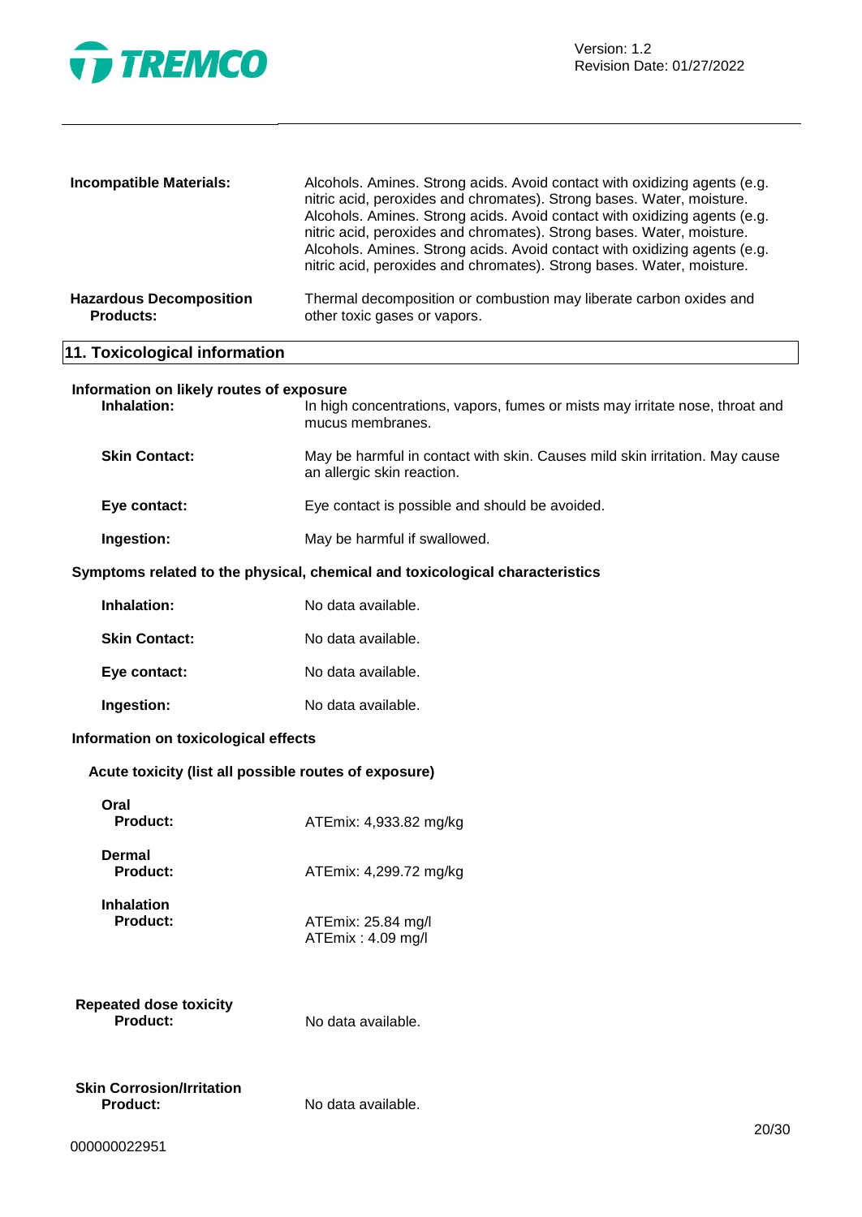**Incompatible Materials:** Alcohols. Amines. Strong acids. Avoid contact with oxidizing agents (e.g. nitric acid, peroxides and chromates). Strong bases. Water, moisture. Alcohols. Amines. Strong acids. Avoid contact with oxidizing agents (e.g. nitric acid, peroxides and chromates). Strong bases. Water, moisture. Alcohols. Amines. Strong acids. Avoid contact with oxidizing agents (e.g. nitric acid, peroxides and chromates). Strong bases. Water, moisture.

**Hazardous Decomposition Products:** Thermal decomposition or combustion may liberate carbon oxides and other toxic gases or vapors.

## 11. Toxicological information

**Information on likely routes of exposure**

**Inhalation:** In high concentrations, vapors, fumes or mists may irritate nose, throat and mucus membranes.

**Skin Contact:** May be harmful in contact with skin. Causes mild skin irritation. May cause an allergic skin reaction.

**Eye contact:** Eye contact is possible and should be avoided.

**Ingestion:** May be harmful if swallowed.

**Symptoms related to the physical, chemical and toxicological characteristics**

**Inhalation:** No data available.

**Skin Contact:** No data available.

**Eye contact:** No data available.

**Ingestion:** No data available.

**Information on toxicological effects**

**Acute toxicity (list all possible routes of exposure)**

**Oral**
**Product:** ATEmix: 4,933.82 mg/kg

**Dermal**
**Product:** ATEmix: 4,299.72 mg/kg

**Inhalation**
**Product:** ATEmix: 25.84 mg/l
ATEmix : 4.09 mg/l

**Repeated dose toxicity**
**Product:** No data available.

**Skin Corrosion/Irritation**
**Product:** No data available.

000000022951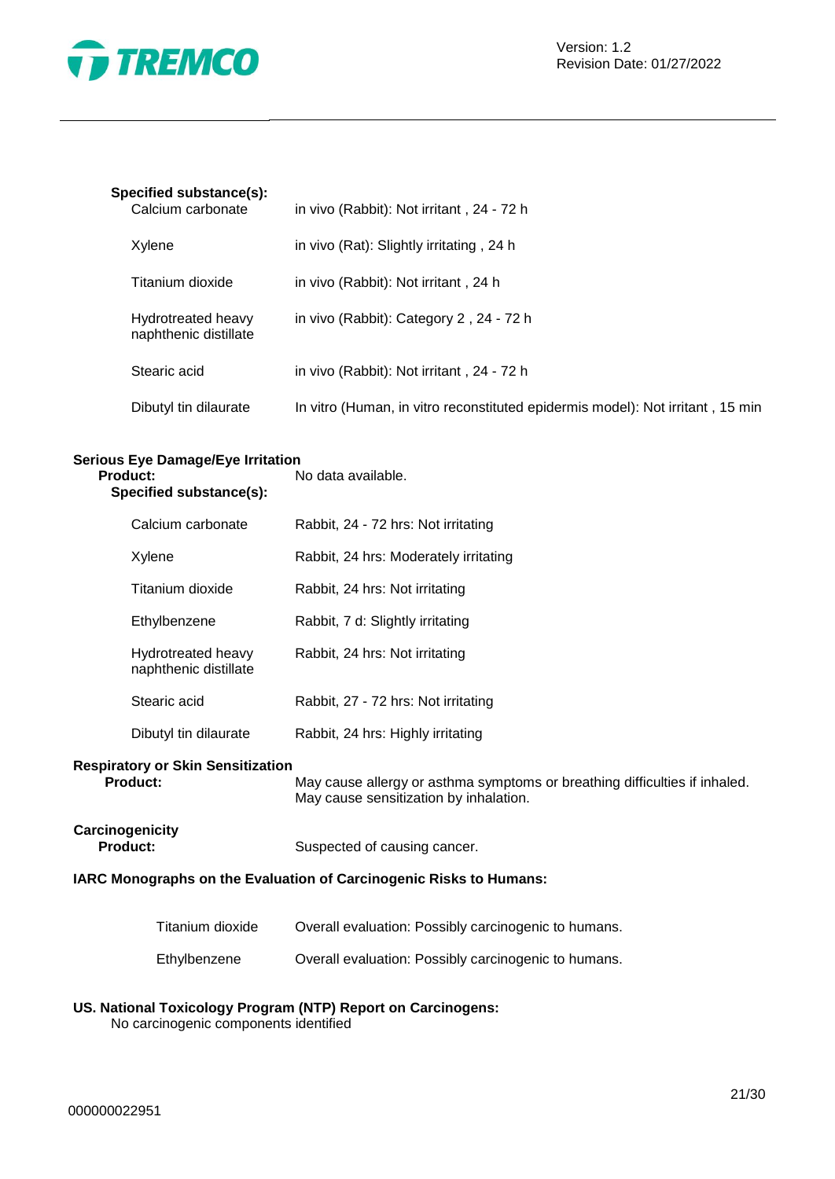**Specified substance(s):**

| | |
|---|---|
| Calcium carbonate | in vivo (Rabbit): Not irritant , 24 - 72 h |
| Xylene | in vivo (Rat): Slightly irritating , 24 h |
| Titanium dioxide | in vivo (Rabbit): Not irritant , 24 h |
| Hydrotreated heavy naphthenic distillate | in vivo (Rabbit): Category 2 , 24 - 72 h |
| Stearic acid | in vivo (Rabbit): Not irritant , 24 - 72 h |
| Dibutyl tin dilaurate | In vitro (Human, in vitro reconstituted epidermis model): Not irritant , 15 min |

**Serious Eye Damage/Eye Irritation**

**Product:** No data available.

**Specified substance(s):**

| | |
|---|---|
| Calcium carbonate | Rabbit, 24 - 72 hrs: Not irritating |
| Xylene | Rabbit, 24 hrs: Moderately irritating |
| Titanium dioxide | Rabbit, 24 hrs: Not irritating |
| Ethylbenzene | Rabbit, 7 d: Slightly irritating |
| Hydrotreated heavy naphthenic distillate | Rabbit, 24 hrs: Not irritating |
| Stearic acid | Rabbit, 27 - 72 hrs: Not irritating |
| Dibutyl tin dilaurate | Rabbit, 24 hrs: Highly irritating |

**Respiratory or Skin Sensitization**

**Product:** May cause allergy or asthma symptoms or breathing difficulties if inhaled. May cause sensitization by inhalation.

**Carcinogenicity**

**Product:** Suspected of causing cancer.

**IARC Monographs on the Evaluation of Carcinogenic Risks to Humans:**

| | |
|---|---|
| Titanium dioxide | Overall evaluation: Possibly carcinogenic to humans. |
| Ethylbenzene | Overall evaluation: Possibly carcinogenic to humans. |

**US. National Toxicology Program (NTP) Report on Carcinogens:**

No carcinogenic components identified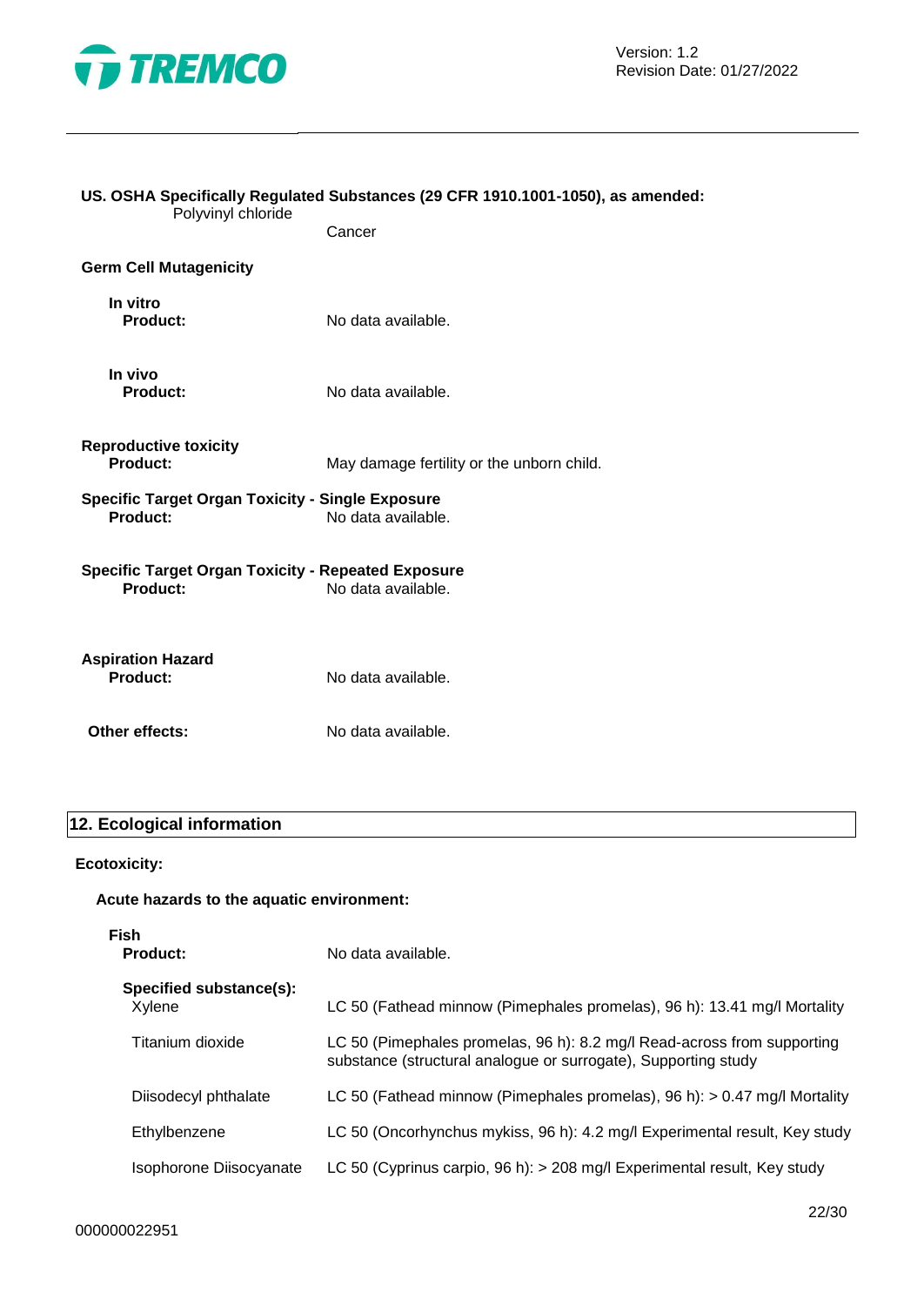**US. OSHA Specifically Regulated Substances (29 CFR 1910.1001-1050), as amended:**

| | |
|---|---|
| Polyvinyl chloride | Cancer |

**Germ Cell Mutagenicity**

**In vitro**

| | |
|---|---|
| **Product:** | No data available. |

**In vivo**

| | |
|---|---|
| **Product:** | No data available. |

**Reproductive toxicity**

| | |
|---|---|
| **Product:** | May damage fertility or the unborn child. |

**Specific Target Organ Toxicity - Single Exposure**

| | |
|---|---|
| **Product:** | No data available. |

**Specific Target Organ Toxicity - Repeated Exposure**

| | |
|---|---|
| **Product:** | No data available. |

**Aspiration Hazard**

| | |
|---|---|
| **Product:** | No data available. |

| | |
|---|---|
| **Other effects:** | No data available. |

## 12. Ecological information

**Ecotoxicity:**

**Acute hazards to the aquatic environment:**

**Fish**

| | |
|---|---|
| **Product:** | No data available. |
| **Specified substance(s):** | |
| Xylene | LC 50 (Fathead minnow (Pimephales promelas), 96 h): 13.41 mg/l Mortality |
| Titanium dioxide | LC 50 (Pimephales promelas, 96 h): 8.2 mg/l Read-across from supporting substance (structural analogue or surrogate), Supporting study |
| Diisodecyl phthalate | LC 50 (Fathead minnow (Pimephales promelas), 96 h): > 0.47 mg/l Mortality |
| Ethylbenzene | LC 50 (Oncorhynchus mykiss, 96 h): 4.2 mg/l Experimental result, Key study |
| Isophorone Diisocyanate | LC 50 (Cyprinus carpio, 96 h): > 208 mg/l Experimental result, Key study |

000000022951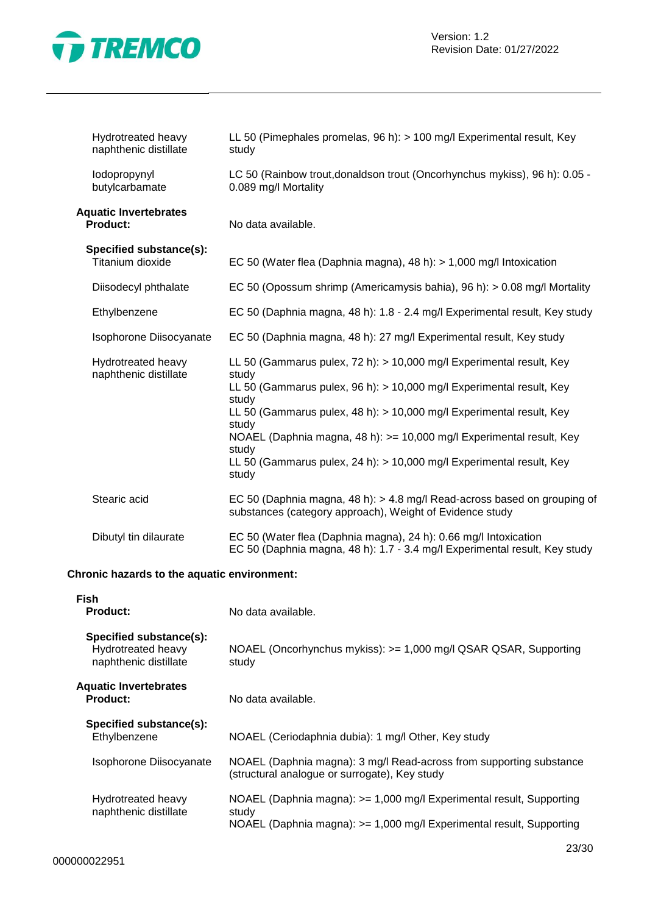| | |
|---|---|
| Hydrotreated heavy naphthenic distillate | LL 50 (Pimephales promelas, 96 h): > 100 mg/l Experimental result, Key study |
| Iodopropynyl butylcarbamate | LC 50 (Rainbow trout,donaldson trout (Oncorhynchus mykiss), 96 h): 0.05 - 0.089 mg/l Mortality |

**Aquatic Invertebrates**

| | |
|---|---|
| **Product:** | No data available. |

| **Specified substance(s):** | |
|---|---|
| Titanium dioxide | EC 50 (Water flea (Daphnia magna), 48 h): > 1,000 mg/l Intoxication |
| Diisodecyl phthalate | EC 50 (Opossum shrimp (Americamysis bahia), 96 h): > 0.08 mg/l Mortality |
| Ethylbenzene | EC 50 (Daphnia magna, 48 h): 1.8 - 2.4 mg/l Experimental result, Key study |
| Isophorone Diisocyanate | EC 50 (Daphnia magna, 48 h): 27 mg/l Experimental result, Key study |
| Hydrotreated heavy naphthenic distillate | LL 50 (Gammarus pulex, 72 h): > 10,000 mg/l Experimental result, Key study<br>LL 50 (Gammarus pulex, 96 h): > 10,000 mg/l Experimental result, Key study<br>LL 50 (Gammarus pulex, 48 h): > 10,000 mg/l Experimental result, Key study<br>NOAEL (Daphnia magna, 48 h): >= 10,000 mg/l Experimental result, Key study<br>LL 50 (Gammarus pulex, 24 h): > 10,000 mg/l Experimental result, Key study |
| Stearic acid | EC 50 (Daphnia magna, 48 h): > 4.8 mg/l Read-across based on grouping of substances (category approach), Weight of Evidence study |
| Dibutyl tin dilaurate | EC 50 (Water flea (Daphnia magna), 24 h): 0.66 mg/l Intoxication<br>EC 50 (Daphnia magna, 48 h): 1.7 - 3.4 mg/l Experimental result, Key study |

**Chronic hazards to the aquatic environment:**

**Fish**

| | |
|---|---|
| **Product:** | No data available. |

| **Specified substance(s):** | |
|---|---|
| Hydrotreated heavy naphthenic distillate | NOAEL (Oncorhynchus mykiss): >= 1,000 mg/l QSAR QSAR, Supporting study |

**Aquatic Invertebrates**

| | |
|---|---|
| **Product:** | No data available. |

| **Specified substance(s):** | |
|---|---|
| Ethylbenzene | NOAEL (Ceriodaphnia dubia): 1 mg/l Other, Key study |
| Isophorone Diisocyanate | NOAEL (Daphnia magna): 3 mg/l Read-across from supporting substance (structural analogue or surrogate), Key study |
| Hydrotreated heavy naphthenic distillate | NOAEL (Daphnia magna): >= 1,000 mg/l Experimental result, Supporting study<br>NOAEL (Daphnia magna): >= 1,000 mg/l Experimental result, Supporting |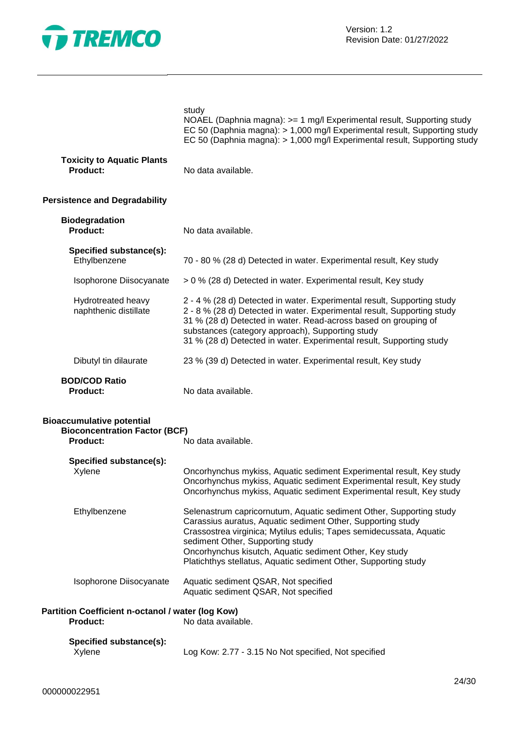study
NOAEL (Daphnia magna): >= 1 mg/l Experimental result, Supporting study
EC 50 (Daphnia magna): > 1,000 mg/l Experimental result, Supporting study
EC 50 (Daphnia magna): > 1,000 mg/l Experimental result, Supporting study

**Toxicity to Aquatic Plants**
**Product:** No data available.

**Persistence and Degradability**

**Biodegradation**
**Product:** No data available.

**Specified substance(s):**

| | |
|---|---|
| Ethylbenzene | 70 - 80 % (28 d) Detected in water. Experimental result, Key study |
| Isophorone Diisocyanate | > 0 % (28 d) Detected in water. Experimental result, Key study |
| Hydrotreated heavy naphthenic distillate | 2 - 4 % (28 d) Detected in water. Experimental result, Supporting study<br>2 - 8 % (28 d) Detected in water. Experimental result, Supporting study<br>31 % (28 d) Detected in water. Read-across based on grouping of substances (category approach), Supporting study<br>31 % (28 d) Detected in water. Experimental result, Supporting study |
| Dibutyl tin dilaurate | 23 % (39 d) Detected in water. Experimental result, Key study |

**BOD/COD Ratio**
**Product:** No data available.

**Bioaccumulative potential**

**Bioconcentration Factor (BCF)**
**Product:** No data available.

**Specified substance(s):**

| | |
|---|---|
| Xylene | Oncorhynchus mykiss, Aquatic sediment Experimental result, Key study<br>Oncorhynchus mykiss, Aquatic sediment Experimental result, Key study<br>Oncorhynchus mykiss, Aquatic sediment Experimental result, Key study |
| Ethylbenzene | Selenastrum capricornutum, Aquatic sediment Other, Supporting study<br>Carassius auratus, Aquatic sediment Other, Supporting study<br>Crassostrea virginica; Mytilus edulis; Tapes semidecussata, Aquatic sediment Other, Supporting study<br>Oncorhynchus kisutch, Aquatic sediment Other, Key study<br>Platichthys stellatus, Aquatic sediment Other, Supporting study |
| Isophorone Diisocyanate | Aquatic sediment QSAR, Not specified<br>Aquatic sediment QSAR, Not specified |

**Partition Coefficient n-octanol / water (log Kow)**
**Product:** No data available.

**Specified substance(s):**

| | |
|---|---|
| Xylene | Log Kow: 2.77 - 3.15 No Not specified, Not specified |

000000022951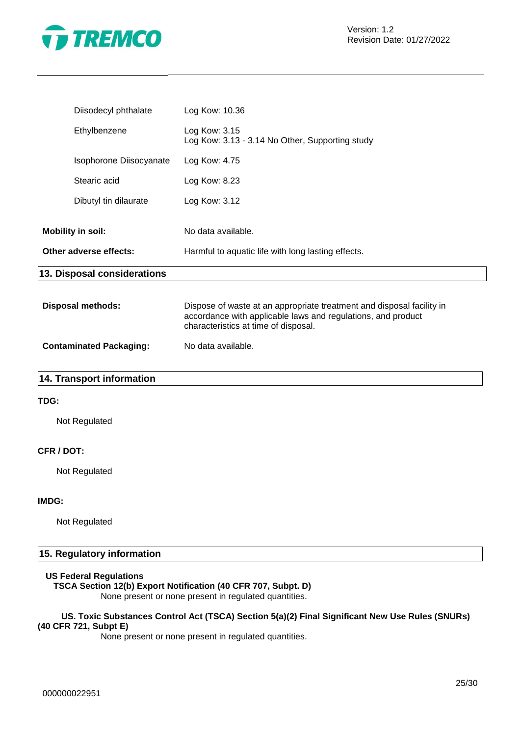| | |
|---|---|
| Diisodecyl phthalate | Log Kow: 10.36 |
| Ethylbenzene | Log Kow: 3.15<br>Log Kow: 3.13 - 3.14 No Other, Supporting study |
| Isophorone Diisocyanate | Log Kow: 4.75 |
| Stearic acid | Log Kow: 8.23 |
| Dibutyl tin dilaurate | Log Kow: 3.12 |

**Mobility in soil:** No data available.

**Other adverse effects:** Harmful to aquatic life with long lasting effects.

## 13. Disposal considerations

**Disposal methods:** Dispose of waste at an appropriate treatment and disposal facility in accordance with applicable laws and regulations, and product characteristics at time of disposal.

**Contaminated Packaging:** No data available.

## 14. Transport information

**TDG:**

Not Regulated

**CFR / DOT:**

Not Regulated

**IMDG:**

Not Regulated

## 15. Regulatory information

**US Federal Regulations**

**TSCA Section 12(b) Export Notification (40 CFR 707, Subpt. D)**

None present or none present in regulated quantities.

**US. Toxic Substances Control Act (TSCA) Section 5(a)(2) Final Significant New Use Rules (SNURs) (40 CFR 721, Subpt E)**

None present or none present in regulated quantities.

000000022951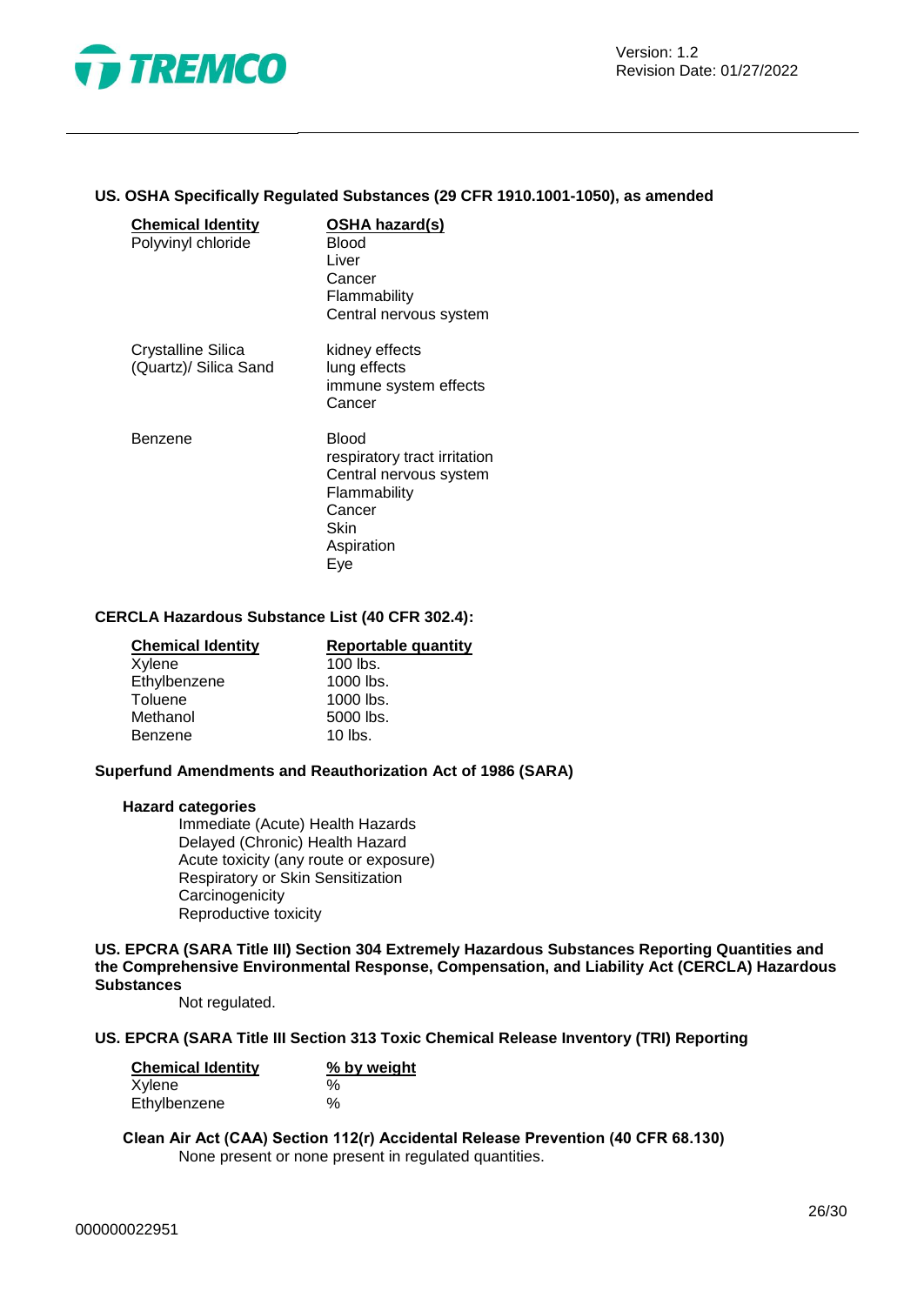**US. OSHA Specifically Regulated Substances (29 CFR 1910.1001-1050), as amended**

| Chemical Identity | OSHA hazard(s) |
|---|---|
| Polyvinyl chloride | Blood<br>Liver<br>Cancer<br>Flammability<br>Central nervous system |
| Crystalline Silica (Quartz)/ Silica Sand | kidney effects<br>lung effects<br>immune system effects<br>Cancer |
| Benzene | Blood<br>respiratory tract irritation<br>Central nervous system<br>Flammability<br>Cancer<br>Skin<br>Aspiration<br>Eye |

**CERCLA Hazardous Substance List (40 CFR 302.4):**

| Chemical Identity | Reportable quantity |
|---|---|
| Xylene | 100 lbs. |
| Ethylbenzene | 1000 lbs. |
| Toluene | 1000 lbs. |
| Methanol | 5000 lbs. |
| Benzene | 10 lbs. |

**Superfund Amendments and Reauthorization Act of 1986 (SARA)**

**Hazard categories**

Immediate (Acute) Health Hazards
Delayed (Chronic) Health Hazard
Acute toxicity (any route or exposure)
Respiratory or Skin Sensitization
Carcinogenicity
Reproductive toxicity

**US. EPCRA (SARA Title III) Section 304 Extremely Hazardous Substances Reporting Quantities and the Comprehensive Environmental Response, Compensation, and Liability Act (CERCLA) Hazardous Substances**

Not regulated.

**US. EPCRA (SARA Title III Section 313 Toxic Chemical Release Inventory (TRI) Reporting**

| Chemical Identity | % by weight |
|---|---|
| Xylene | % |
| Ethylbenzene | % |

**Clean Air Act (CAA) Section 112(r) Accidental Release Prevention (40 CFR 68.130)**

None present or none present in regulated quantities.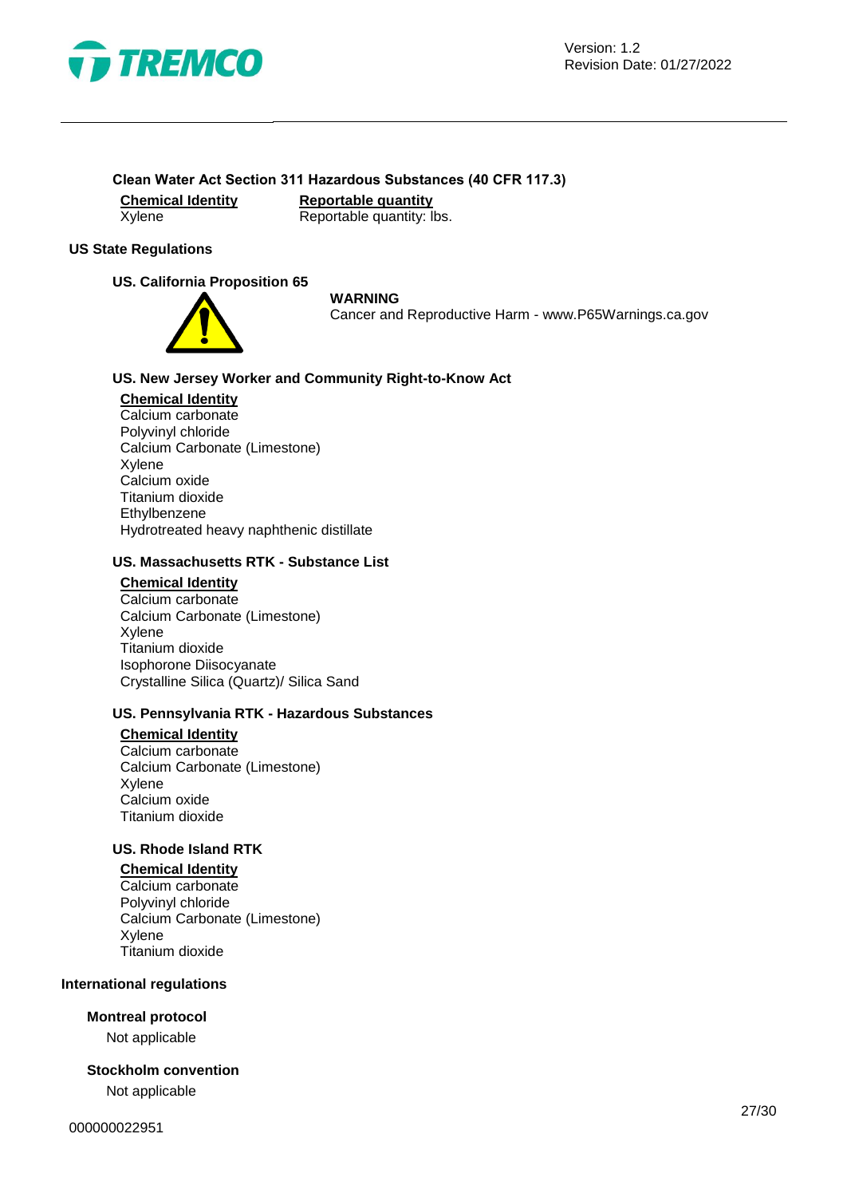### Clean Water Act Section 311 Hazardous Substances (40 CFR 117.3)

| Chemical Identity | Reportable quantity |
| --- | --- |
| Xylene | Reportable quantity: lbs. |

## US State Regulations

### US. California Proposition 65

**WARNING**
Cancer and Reproductive Harm - www.P65Warnings.ca.gov

### US. New Jersey Worker and Community Right-to-Know Act

**Chemical Identity**
Calcium carbonate
Polyvinyl chloride
Calcium Carbonate (Limestone)
Xylene
Calcium oxide
Titanium dioxide
Ethylbenzene
Hydrotreated heavy naphthenic distillate

### US. Massachusetts RTK - Substance List

**Chemical Identity**
Calcium carbonate
Calcium Carbonate (Limestone)
Xylene
Titanium dioxide
Isophorone Diisocyanate
Crystalline Silica (Quartz)/ Silica Sand

### US. Pennsylvania RTK - Hazardous Substances

**Chemical Identity**
Calcium carbonate
Calcium Carbonate (Limestone)
Xylene
Calcium oxide
Titanium dioxide

### US. Rhode Island RTK

**Chemical Identity**
Calcium carbonate
Polyvinyl chloride
Calcium Carbonate (Limestone)
Xylene
Titanium dioxide

## International regulations

### Montreal protocol

Not applicable

### Stockholm convention

Not applicable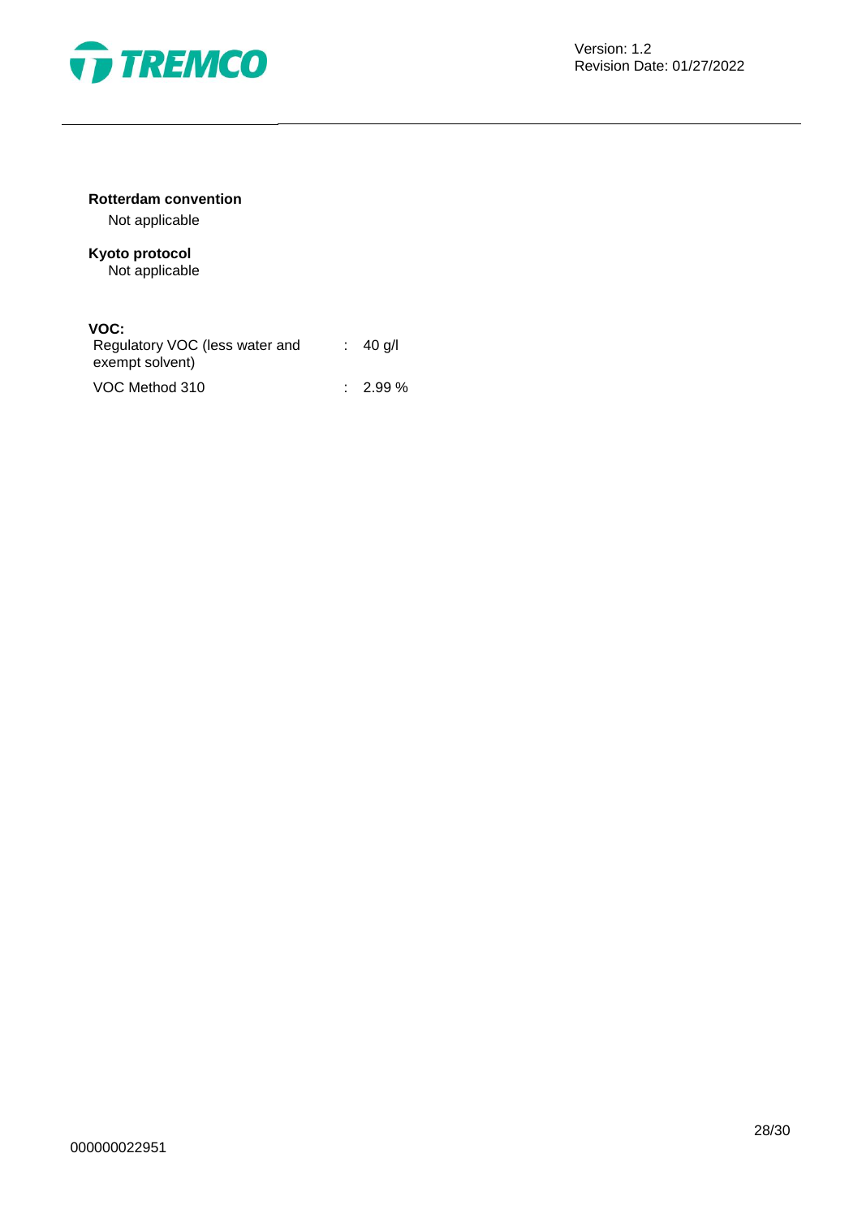**Rotterdam convention**

Not applicable

**Kyoto protocol**

Not applicable

**VOC:**

| | | |
|---|---|---|
| Regulatory VOC (less water and exempt solvent) | : | 40 g/l |
| VOC Method 310 | : | 2.99 % |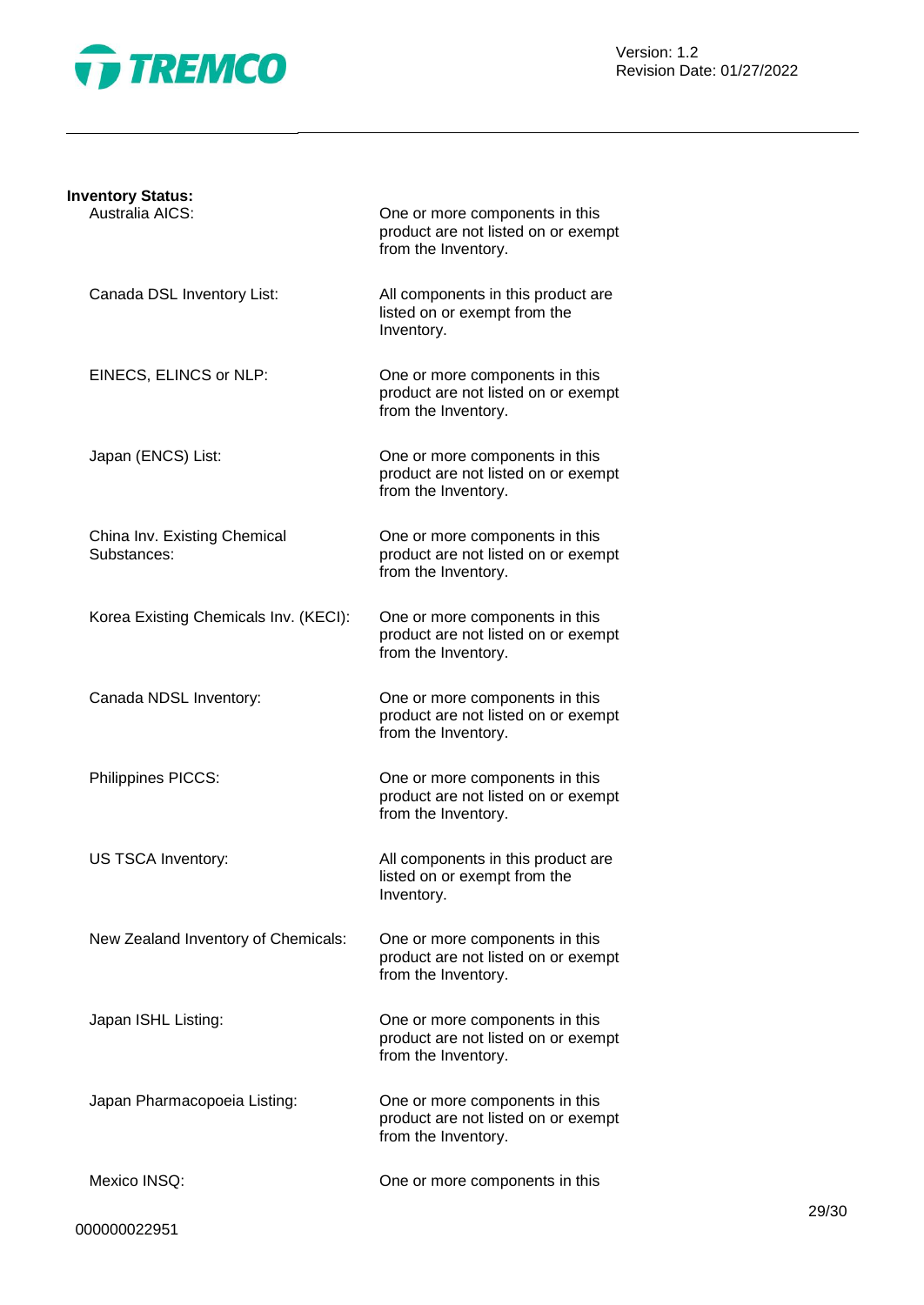**Inventory Status:**

| | |
|---|---|
| Australia AICS: | One or more components in this product are not listed on or exempt from the Inventory. |
| Canada DSL Inventory List: | All components in this product are listed on or exempt from the Inventory. |
| EINECS, ELINCS or NLP: | One or more components in this product are not listed on or exempt from the Inventory. |
| Japan (ENCS) List: | One or more components in this product are not listed on or exempt from the Inventory. |
| China Inv. Existing Chemical Substances: | One or more components in this product are not listed on or exempt from the Inventory. |
| Korea Existing Chemicals Inv. (KECI): | One or more components in this product are not listed on or exempt from the Inventory. |
| Canada NDSL Inventory: | One or more components in this product are not listed on or exempt from the Inventory. |
| Philippines PICCS: | One or more components in this product are not listed on or exempt from the Inventory. |
| US TSCA Inventory: | All components in this product are listed on or exempt from the Inventory. |
| New Zealand Inventory of Chemicals: | One or more components in this product are not listed on or exempt from the Inventory. |
| Japan ISHL Listing: | One or more components in this product are not listed on or exempt from the Inventory. |
| Japan Pharmacopoeia Listing: | One or more components in this product are not listed on or exempt from the Inventory. |
| Mexico INSQ: | One or more components in this |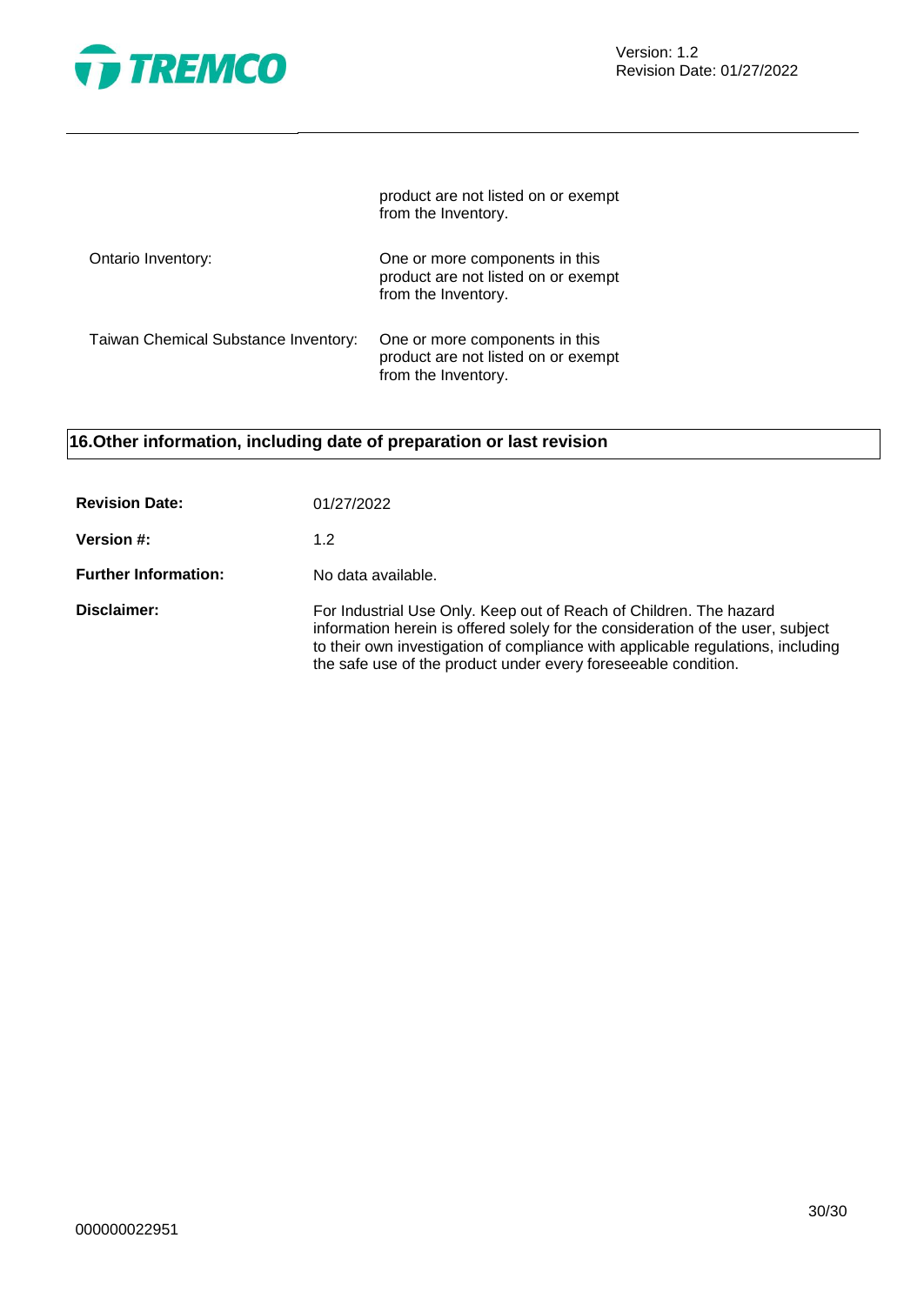| | |
|---|---|
| | product are not listed on or exempt from the Inventory. |
| Ontario Inventory: | One or more components in this product are not listed on or exempt from the Inventory. |
| Taiwan Chemical Substance Inventory: | One or more components in this product are not listed on or exempt from the Inventory. |

## 16.Other information, including date of preparation or last revision

| | |
|---|---|
| **Revision Date:** | 01/27/2022 |
| **Version #:** | 1.2 |
| **Further Information:** | No data available. |
| **Disclaimer:** | For Industrial Use Only. Keep out of Reach of Children. The hazard information herein is offered solely for the consideration of the user, subject to their own investigation of compliance with applicable regulations, including the safe use of the product under every foreseeable condition. |